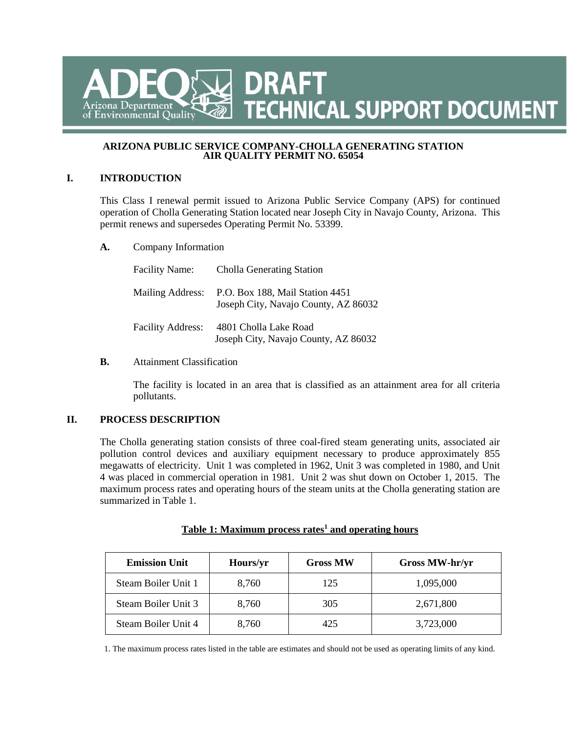# ADEQ DRAFT TECHNICAL SUPPORT DOCUMENT

Arizona Department of Environmental Quality

**ARIZONA PUBLIC SERVICE COMPANY-CHOLLA GENERATING STATION**
**AIR QUALITY PERMIT NO. 65054**

## I. INTRODUCTION

This Class I renewal permit issued to Arizona Public Service Company (APS) for continued operation of Cholla Generating Station located near Joseph City in Navajo County, Arizona. This permit renews and supersedes Operating Permit No. 53399.

### A. Company Information

Facility Name: Cholla Generating Station

Mailing Address: P.O. Box 188, Mail Station 4451
Joseph City, Navajo County, AZ 86032

Facility Address: 4801 Cholla Lake Road
Joseph City, Navajo County, AZ 86032

### B. Attainment Classification

The facility is located in an area that is classified as an attainment area for all criteria pollutants.

## II. PROCESS DESCRIPTION

The Cholla generating station consists of three coal-fired steam generating units, associated air pollution control devices and auxiliary equipment necessary to produce approximately 855 megawatts of electricity. Unit 1 was completed in 1962, Unit 3 was completed in 1980, and Unit 4 was placed in commercial operation in 1981. Unit 2 was shut down on October 1, 2015. The maximum process rates and operating hours of the steam units at the Cholla generating station are summarized in Table 1.

**Table 1: Maximum process rates[1] and operating hours**

| Emission Unit | Hours/yr | Gross MW | Gross MW-hr/yr |
|---|---|---|---|
| Steam Boiler Unit 1 | 8,760 | 125 | 1,095,000 |
| Steam Boiler Unit 3 | 8,760 | 305 | 2,671,800 |
| Steam Boiler Unit 4 | 8,760 | 425 | 3,723,000 |

1. The maximum process rates listed in the table are estimates and should not be used as operating limits of any kind.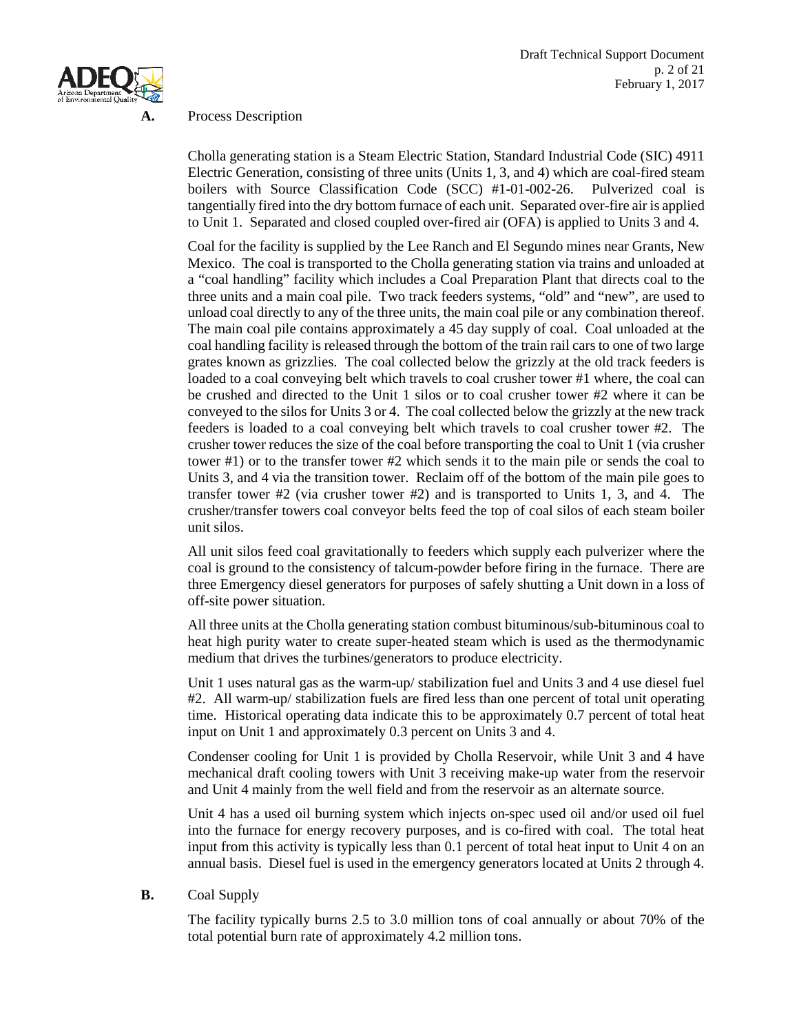## A. Process Description

Cholla generating station is a Steam Electric Station, Standard Industrial Code (SIC) 4911 Electric Generation, consisting of three units (Units 1, 3, and 4) which are coal-fired steam boilers with Source Classification Code (SCC) #1-01-002-26. Pulverized coal is tangentially fired into the dry bottom furnace of each unit. Separated over-fire air is applied to Unit 1. Separated and closed coupled over-fired air (OFA) is applied to Units 3 and 4.

Coal for the facility is supplied by the Lee Ranch and El Segundo mines near Grants, New Mexico. The coal is transported to the Cholla generating station via trains and unloaded at a "coal handling" facility which includes a Coal Preparation Plant that directs coal to the three units and a main coal pile. Two track feeders systems, "old" and "new", are used to unload coal directly to any of the three units, the main coal pile or any combination thereof. The main coal pile contains approximately a 45 day supply of coal. Coal unloaded at the coal handling facility is released through the bottom of the train rail cars to one of two large grates known as grizzlies. The coal collected below the grizzly at the old track feeders is loaded to a coal conveying belt which travels to coal crusher tower #1 where, the coal can be crushed and directed to the Unit 1 silos or to coal crusher tower #2 where it can be conveyed to the silos for Units 3 or 4. The coal collected below the grizzly at the new track feeders is loaded to a coal conveying belt which travels to coal crusher tower #2. The crusher tower reduces the size of the coal before transporting the coal to Unit 1 (via crusher tower #1) or to the transfer tower #2 which sends it to the main pile or sends the coal to Units 3, and 4 via the transition tower. Reclaim off of the bottom of the main pile goes to transfer tower #2 (via crusher tower #2) and is transported to Units 1, 3, and 4. The crusher/transfer towers coal conveyor belts feed the top of coal silos of each steam boiler unit silos.

All unit silos feed coal gravitationally to feeders which supply each pulverizer where the coal is ground to the consistency of talcum-powder before firing in the furnace. There are three Emergency diesel generators for purposes of safely shutting a Unit down in a loss of off-site power situation.

All three units at the Cholla generating station combust bituminous/sub-bituminous coal to heat high purity water to create super-heated steam which is used as the thermodynamic medium that drives the turbines/generators to produce electricity.

Unit 1 uses natural gas as the warm-up/ stabilization fuel and Units 3 and 4 use diesel fuel #2. All warm-up/ stabilization fuels are fired less than one percent of total unit operating time. Historical operating data indicate this to be approximately 0.7 percent of total heat input on Unit 1 and approximately 0.3 percent on Units 3 and 4.

Condenser cooling for Unit 1 is provided by Cholla Reservoir, while Unit 3 and 4 have mechanical draft cooling towers with Unit 3 receiving make-up water from the reservoir and Unit 4 mainly from the well field and from the reservoir as an alternate source.

Unit 4 has a used oil burning system which injects on-spec used oil and/or used oil fuel into the furnace for energy recovery purposes, and is co-fired with coal. The total heat input from this activity is typically less than 0.1 percent of total heat input to Unit 4 on an annual basis. Diesel fuel is used in the emergency generators located at Units 2 through 4.

## B. Coal Supply

The facility typically burns 2.5 to 3.0 million tons of coal annually or about 70% of the total potential burn rate of approximately 4.2 million tons.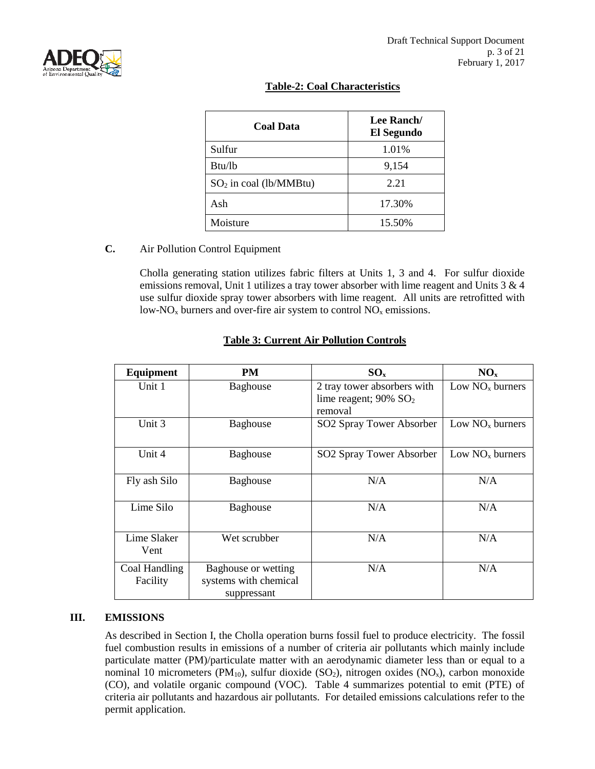**Table-2: Coal Characteristics**

| Coal Data | Lee Ranch/ El Segundo |
|---|---|
| Sulfur | 1.01% |
| Btu/lb | 9,154 |
| $SO_2$ in coal (lb/MMBtu) | 2.21 |
| Ash | 17.30% |
| Moisture | 15.50% |

**C.** Air Pollution Control Equipment

Cholla generating station utilizes fabric filters at Units 1, 3 and 4. For sulfur dioxide emissions removal, Unit 1 utilizes a tray tower absorber with lime reagent and Units 3 & 4 use sulfur dioxide spray tower absorbers with lime reagent. All units are retrofitted with low-$NO_x$ burners and over-fire air system to control $NO_x$ emissions.

**Table 3: Current Air Pollution Controls**

| Equipment | PM | $SO_x$ | $NO_x$ |
|---|---|---|---|
| Unit 1 | Baghouse | 2 tray tower absorbers with lime reagent; 90% $SO_2$ removal | Low $NO_x$ burners |
| Unit 3 | Baghouse | SO2 Spray Tower Absorber | Low $NO_x$ burners |
| Unit 4 | Baghouse | SO2 Spray Tower Absorber | Low $NO_x$ burners |
| Fly ash Silo | Baghouse | N/A | N/A |
| Lime Silo | Baghouse | N/A | N/A |
| Lime Slaker Vent | Wet scrubber | N/A | N/A |
| Coal Handling Facility | Baghouse or wetting systems with chemical suppressant | N/A | N/A |

## III. EMISSIONS

As described in Section I, the Cholla operation burns fossil fuel to produce electricity. The fossil fuel combustion results in emissions of a number of criteria air pollutants which mainly include particulate matter (PM)/particulate matter with an aerodynamic diameter less than or equal to a nominal 10 micrometers ($PM_{10}$), sulfur dioxide ($SO_2$), nitrogen oxides ($NO_x$), carbon monoxide (CO), and volatile organic compound (VOC). Table 4 summarizes potential to emit (PTE) of criteria air pollutants and hazardous air pollutants. For detailed emissions calculations refer to the permit application.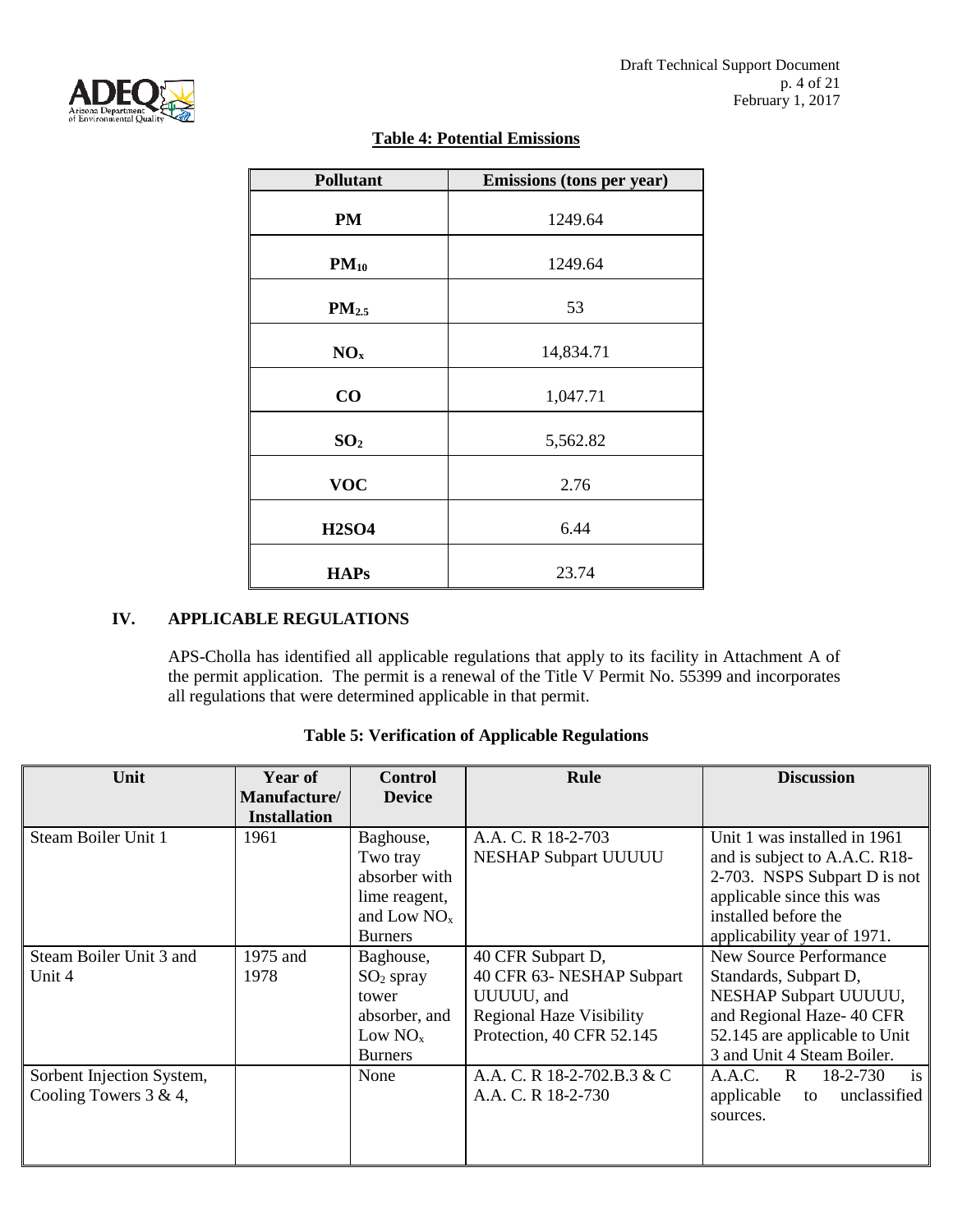**Table 4: Potential Emissions**

| Pollutant | Emissions (tons per year) |
|---|---|
| **PM** | 1249.64 |
| **$PM_{10}$** | 1249.64 |
| **$PM_{2.5}$** | 53 |
| **$NO_x$** | 14,834.71 |
| **CO** | 1,047.71 |
| **$SO_2$** | 5,562.82 |
| **VOC** | 2.76 |
| **H2SO4** | 6.44 |
| **HAPs** | 23.74 |

## IV. APPLICABLE REGULATIONS

APS-Cholla has identified all applicable regulations that apply to its facility in Attachment A of the permit application. The permit is a renewal of the Title V Permit No. 55399 and incorporates all regulations that were determined applicable in that permit.

**Table 5: Verification of Applicable Regulations**

| Unit | Year of Manufacture/ Installation | Control Device | Rule | Discussion |
|---|---|---|---|---|
| Steam Boiler Unit 1 | 1961 | Baghouse, Two tray absorber with lime reagent, and Low $NO_x$ Burners | A.A. C. R 18-2-703<br>NESHAP Subpart UUUUU | Unit 1 was installed in 1961 and is subject to A.A.C. R18-2-703. NSPS Subpart D is not applicable since this was installed before the applicability year of 1971. |
| Steam Boiler Unit 3 and Unit 4 | 1975 and 1978 | Baghouse, $SO_2$ spray tower absorber, and Low $NO_x$ Burners | 40 CFR Subpart D,<br>40 CFR 63- NESHAP Subpart UUUUU, and<br>Regional Haze Visibility Protection, 40 CFR 52.145 | New Source Performance Standards, Subpart D, NESHAP Subpart UUUUU, and Regional Haze- 40 CFR 52.145 are applicable to Unit 3 and Unit 4 Steam Boiler. |
| Sorbent Injection System, Cooling Towers 3 & 4, | | None | A.A. C. R 18-2-702.B.3 & C<br>A.A. C. R 18-2-730 | A.A.C. R 18-2-730 is applicable to unclassified sources. |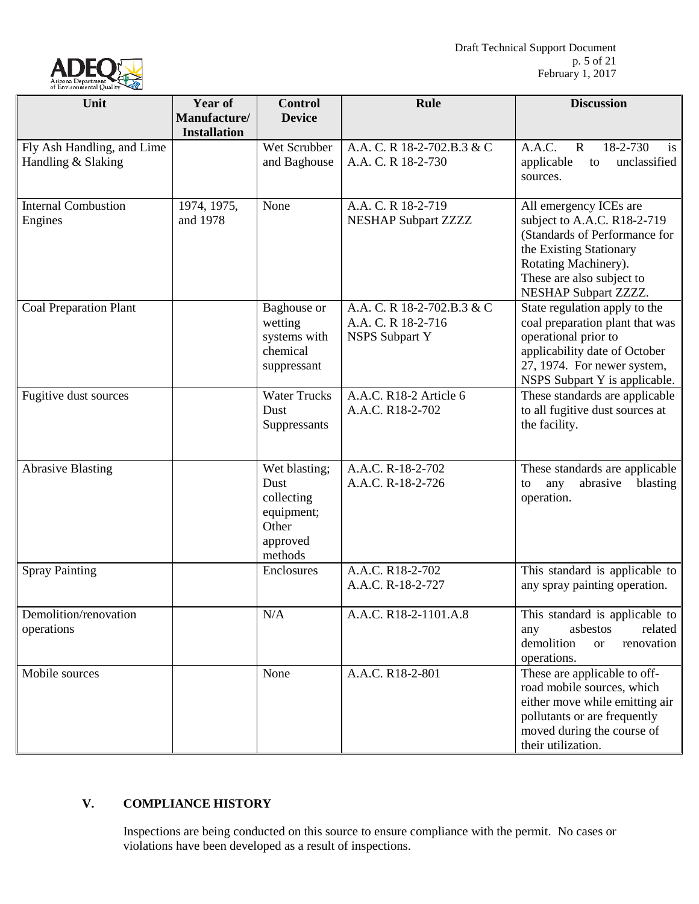| Unit | Year of Manufacture/ Installation | Control Device | Rule | Discussion |
|---|---|---|---|---|
| Fly Ash Handling, and Lime Handling & Slaking | | Wet Scrubber and Baghouse | A.A. C. R 18-2-702.B.3 & C<br>A.A. C. R 18-2-730 | A.A.C. R 18-2-730 is applicable to unclassified sources. |
| Internal Combustion Engines | 1974, 1975, and 1978 | None | A.A. C. R 18-2-719<br>NESHAP Subpart ZZZZ | All emergency ICEs are subject to A.A.C. R18-2-719 (Standards of Performance for the Existing Stationary Rotating Machinery). These are also subject to NESHAP Subpart ZZZZ. |
| Coal Preparation Plant | | Baghouse or wetting systems with chemical suppressant | A.A. C. R 18-2-702.B.3 & C<br>A.A. C. R 18-2-716<br>NSPS Subpart Y | State regulation apply to the coal preparation plant that was operational prior to applicability date of October 27, 1974. For newer system, NSPS Subpart Y is applicable. |
| Fugitive dust sources | | Water Trucks Dust Suppressants | A.A.C. R18-2 Article 6<br>A.A.C. R18-2-702 | These standards are applicable to all fugitive dust sources at the facility. |
| Abrasive Blasting | | Wet blasting; Dust collecting equipment; Other approved methods | A.A.C. R-18-2-702<br>A.A.C. R-18-2-726 | These standards are applicable to any abrasive blasting operation. |
| Spray Painting | | Enclosures | A.A.C. R18-2-702<br>A.A.C. R-18-2-727 | This standard is applicable to any spray painting operation. |
| Demolition/renovation operations | | N/A | A.A.C. R18-2-1101.A.8 | This standard is applicable to any asbestos related demolition or renovation operations. |
| Mobile sources | | None | A.A.C. R18-2-801 | These are applicable to off-road mobile sources, which either move while emitting air pollutants or are frequently moved during the course of their utilization. |

## V. COMPLIANCE HISTORY

Inspections are being conducted on this source to ensure compliance with the permit. No cases or violations have been developed as a result of inspections.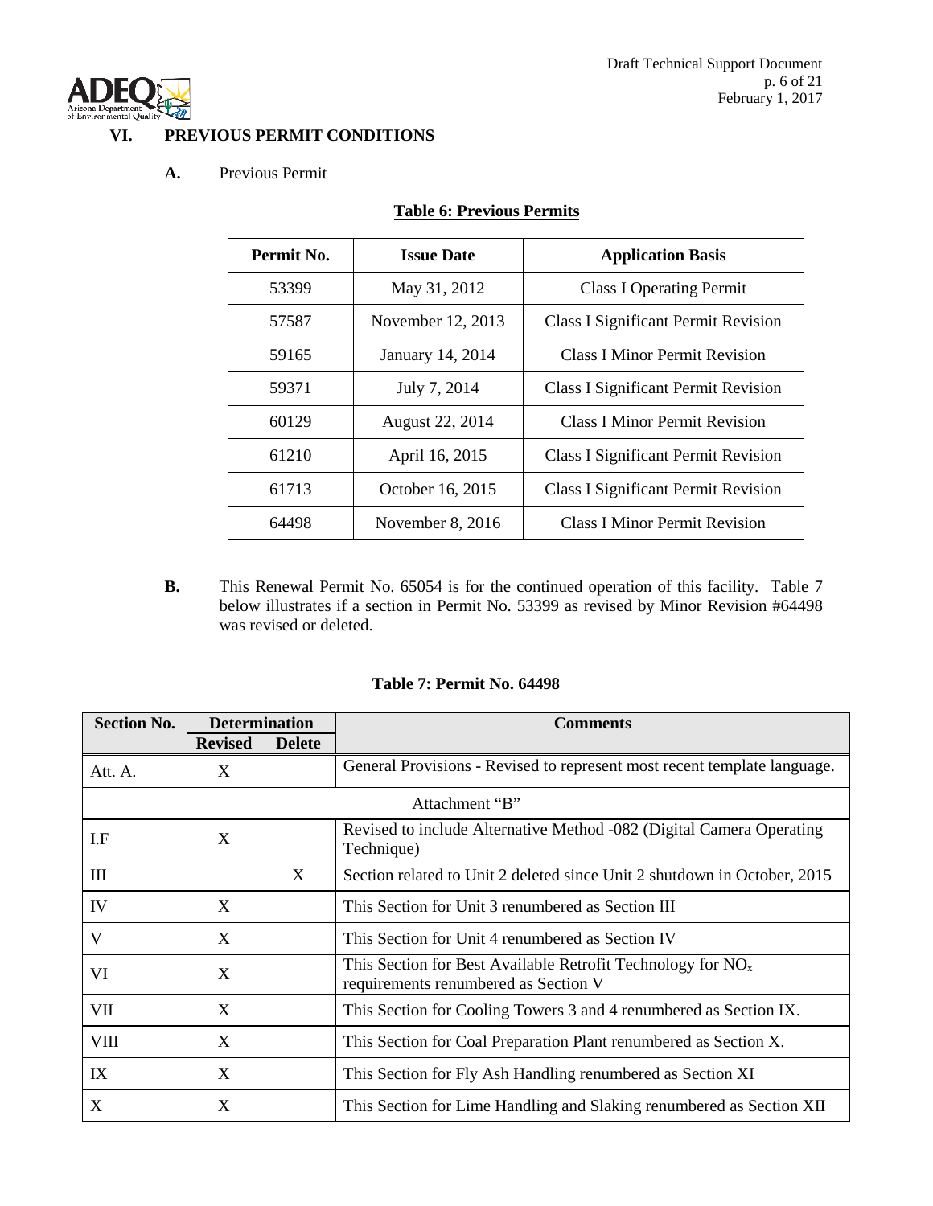## VI. PREVIOUS PERMIT CONDITIONS

**A.** Previous Permit

**Table 6: Previous Permits**

| Permit No. | Issue Date | Application Basis |
|---|---|---|
| 53399 | May 31, 2012 | Class I Operating Permit |
| 57587 | November 12, 2013 | Class I Significant Permit Revision |
| 59165 | January 14, 2014 | Class I Minor Permit Revision |
| 59371 | July 7, 2014 | Class I Significant Permit Revision |
| 60129 | August 22, 2014 | Class I Minor Permit Revision |
| 61210 | April 16, 2015 | Class I Significant Permit Revision |
| 61713 | October 16, 2015 | Class I Significant Permit Revision |
| 64498 | November 8, 2016 | Class I Minor Permit Revision |

**B.** This Renewal Permit No. 65054 is for the continued operation of this facility. Table 7 below illustrates if a section in Permit No. 53399 as revised by Minor Revision #64498 was revised or deleted.

**Table 7: Permit No. 64498**

| Section No. | Determination | | Comments |
|---|---|---|---|
| | Revised | Delete | |
| Att. A. | X | | General Provisions - Revised to represent most recent template language. |
| Attachment "B" | | | |
| I.F | X | | Revised to include Alternative Method -082 (Digital Camera Operating Technique) |
| III | | X | Section related to Unit 2 deleted since Unit 2 shutdown in October, 2015 |
| IV | X | | This Section for Unit 3 renumbered as Section III |
| V | X | | This Section for Unit 4 renumbered as Section IV |
| VI | X | | This Section for Best Available Retrofit Technology for $NO_x$ requirements renumbered as Section V |
| VII | X | | This Section for Cooling Towers 3 and 4 renumbered as Section IX. |
| VIII | X | | This Section for Coal Preparation Plant renumbered as Section X. |
| IX | X | | This Section for Fly Ash Handling renumbered as Section XI |
| X | X | | This Section for Lime Handling and Slaking renumbered as Section XII |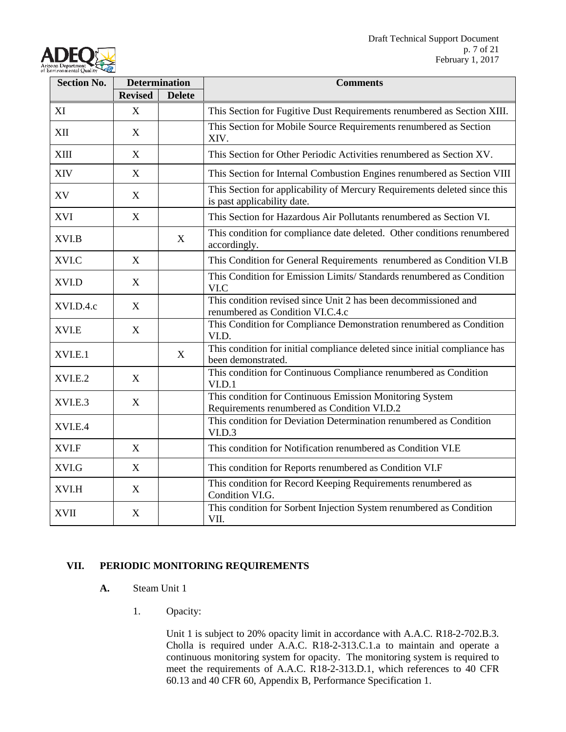| Section No. | Determination | | Comments |
|---|---|---|---|
| | Revised | Delete | |
| XI | X | | This Section for Fugitive Dust Requirements renumbered as Section XIII. |
| XII | X | | This Section for Mobile Source Requirements renumbered as Section XIV. |
| XIII | X | | This Section for Other Periodic Activities renumbered as Section XV. |
| XIV | X | | This Section for Internal Combustion Engines renumbered as Section VIII |
| XV | X | | This Section for applicability of Mercury Requirements deleted since this is past applicability date. |
| XVI | X | | This Section for Hazardous Air Pollutants renumbered as Section VI. |
| XVI.B | | X | This condition for compliance date deleted. Other conditions renumbered accordingly. |
| XVI.C | X | | This Condition for General Requirements renumbered as Condition VI.B |
| XVI.D | X | | This Condition for Emission Limits/ Standards renumbered as Condition VI.C |
| XVI.D.4.c | X | | This condition revised since Unit 2 has been decommissioned and renumbered as Condition VI.C.4.c |
| XVI.E | X | | This Condition for Compliance Demonstration renumbered as Condition VI.D. |
| XVI.E.1 | | X | This condition for initial compliance deleted since initial compliance has been demonstrated. |
| XVI.E.2 | X | | This condition for Continuous Compliance renumbered as Condition VI.D.1 |
| XVI.E.3 | X | | This condition for Continuous Emission Monitoring System Requirements renumbered as Condition VI.D.2 |
| XVI.E.4 | | | This condition for Deviation Determination renumbered as Condition VI.D.3 |
| XVI.F | X | | This condition for Notification renumbered as Condition VI.E |
| XVI.G | X | | This condition for Reports renumbered as Condition VI.F |
| XVI.H | X | | This condition for Record Keeping Requirements renumbered as Condition VI.G. |
| XVII | X | | This condition for Sorbent Injection System renumbered as Condition VII. |

## VII. PERIODIC MONITORING REQUIREMENTS

**A.** Steam Unit 1

1. Opacity:

Unit 1 is subject to 20% opacity limit in accordance with A.A.C. R18-2-702.B.3. Cholla is required under A.A.C. R18-2-313.C.1.a to maintain and operate a continuous monitoring system for opacity. The monitoring system is required to meet the requirements of A.A.C. R18-2-313.D.1, which references to 40 CFR 60.13 and 40 CFR 60, Appendix B, Performance Specification 1.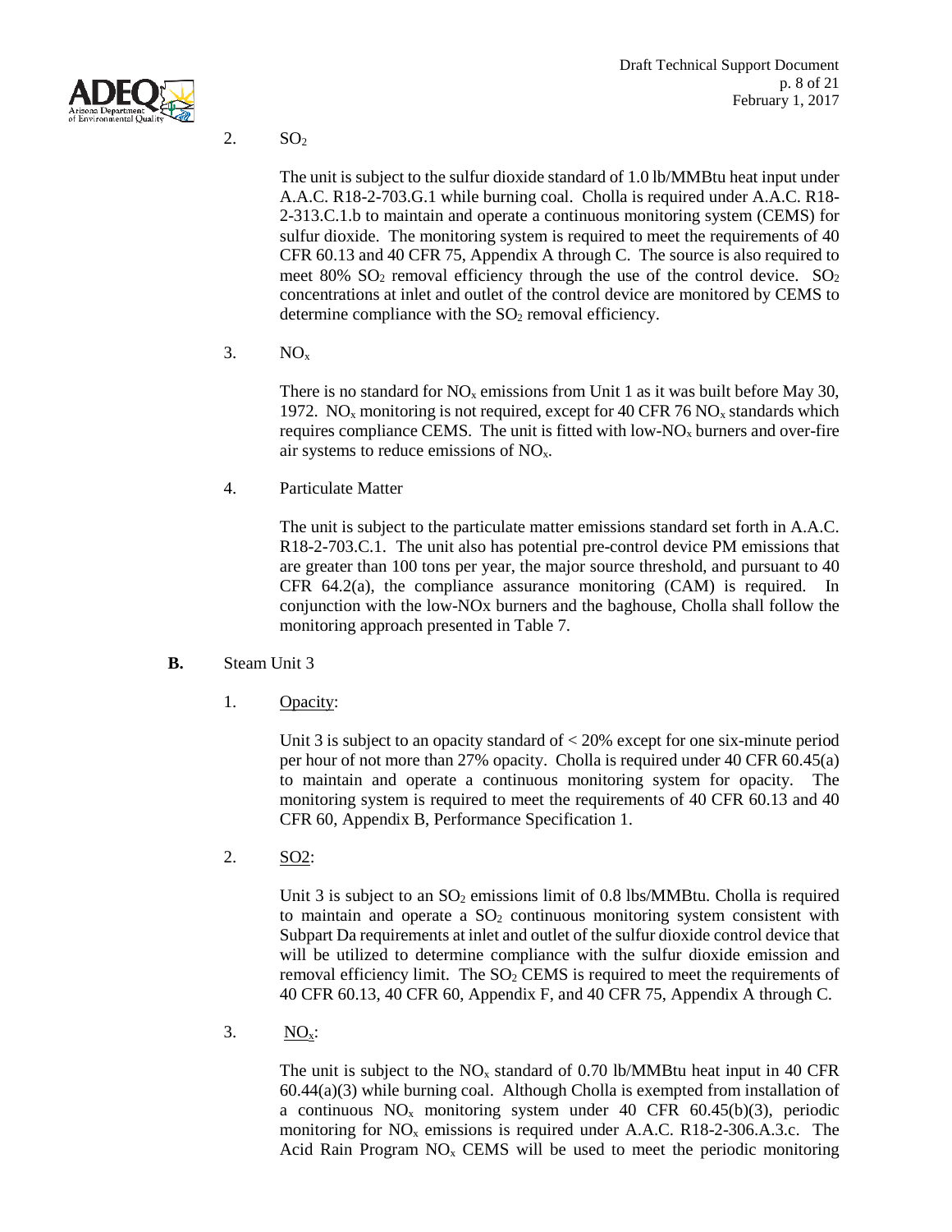2. $SO_2$

The unit is subject to the sulfur dioxide standard of 1.0 lb/MMBtu heat input under A.A.C. R18-2-703.G.1 while burning coal. Cholla is required under A.A.C. R18-2-313.C.1.b to maintain and operate a continuous monitoring system (CEMS) for sulfur dioxide. The monitoring system is required to meet the requirements of 40 CFR 60.13 and 40 CFR 75, Appendix A through C. The source is also required to meet 80% $SO_2$ removal efficiency through the use of the control device. $SO_2$ concentrations at inlet and outlet of the control device are monitored by CEMS to determine compliance with the $SO_2$ removal efficiency.

3. $NO_x$

There is no standard for $NO_x$ emissions from Unit 1 as it was built before May 30, 1972. $NO_x$ monitoring is not required, except for 40 CFR 76 $NO_x$ standards which requires compliance CEMS. The unit is fitted with low-$NO_x$ burners and over-fire air systems to reduce emissions of $NO_x$.

4. Particulate Matter

The unit is subject to the particulate matter emissions standard set forth in A.A.C. R18-2-703.C.1. The unit also has potential pre-control device PM emissions that are greater than 100 tons per year, the major source threshold, and pursuant to 40 CFR 64.2(a), the compliance assurance monitoring (CAM) is required. In conjunction with the low-NOx burners and the baghouse, Cholla shall follow the monitoring approach presented in Table 7.

**B.** Steam Unit 3

1. Opacity:

Unit 3 is subject to an opacity standard of < 20% except for one six-minute period per hour of not more than 27% opacity. Cholla is required under 40 CFR 60.45(a) to maintain and operate a continuous monitoring system for opacity. The monitoring system is required to meet the requirements of 40 CFR 60.13 and 40 CFR 60, Appendix B, Performance Specification 1.

2. SO2:

Unit 3 is subject to an $SO_2$ emissions limit of 0.8 lbs/MMBtu. Cholla is required to maintain and operate a $SO_2$ continuous monitoring system consistent with Subpart Da requirements at inlet and outlet of the sulfur dioxide control device that will be utilized to determine compliance with the sulfur dioxide emission and removal efficiency limit. The $SO_2$ CEMS is required to meet the requirements of 40 CFR 60.13, 40 CFR 60, Appendix F, and 40 CFR 75, Appendix A through C.

3. $NO_x$:

The unit is subject to the $NO_x$ standard of 0.70 lb/MMBtu heat input in 40 CFR 60.44(a)(3) while burning coal. Although Cholla is exempted from installation of a continuous $NO_x$ monitoring system under 40 CFR 60.45(b)(3), periodic monitoring for $NO_x$ emissions is required under A.A.C. R18-2-306.A.3.c. The Acid Rain Program $NO_x$ CEMS will be used to meet the periodic monitoring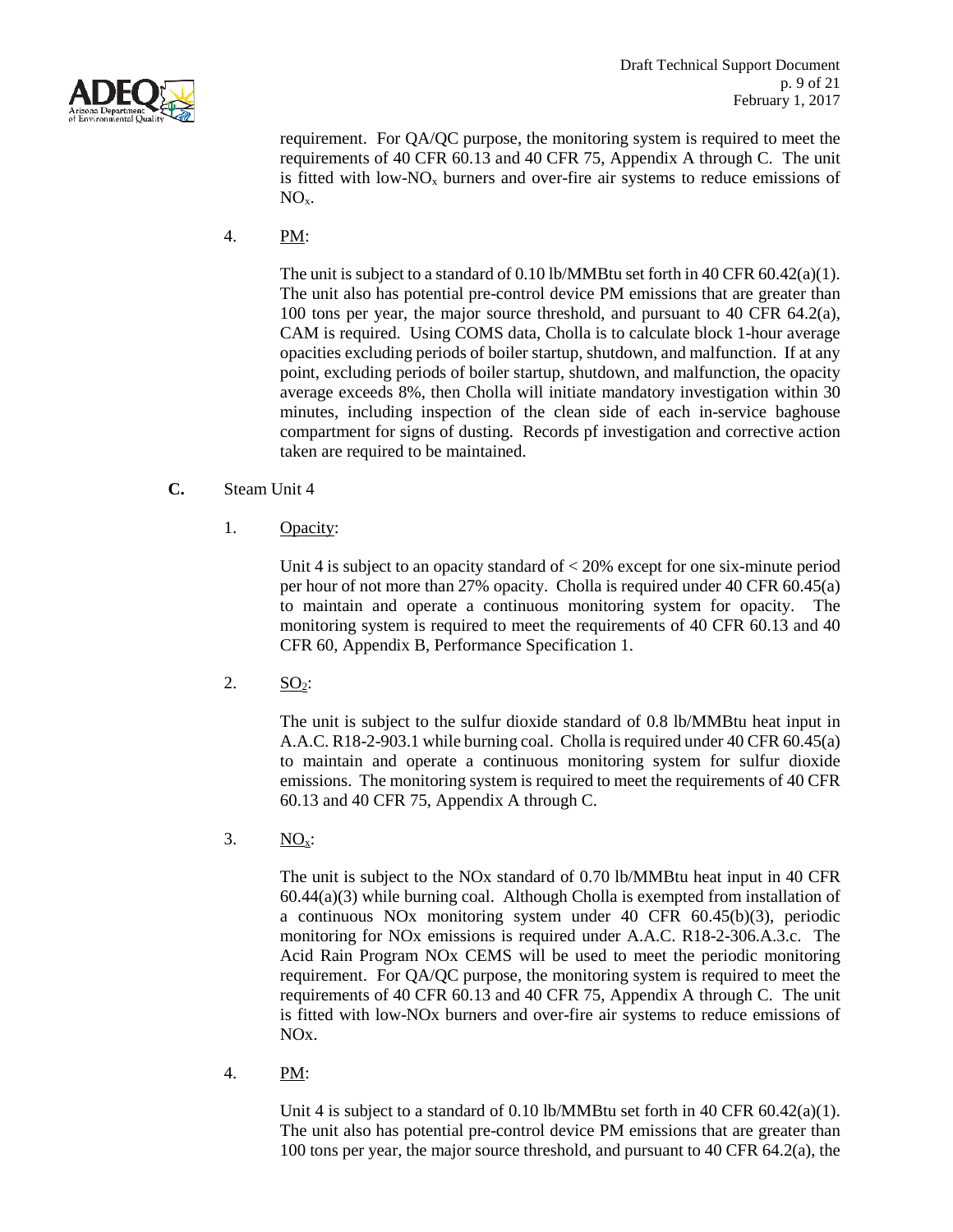requirement. For QA/QC purpose, the monitoring system is required to meet the requirements of 40 CFR 60.13 and 40 CFR 75, Appendix A through C. The unit is fitted with low-$NO_x$ burners and over-fire air systems to reduce emissions of $NO_x$.

4. PM:

The unit is subject to a standard of 0.10 lb/MMBtu set forth in 40 CFR 60.42(a)(1). The unit also has potential pre-control device PM emissions that are greater than 100 tons per year, the major source threshold, and pursuant to 40 CFR 64.2(a), CAM is required. Using COMS data, Cholla is to calculate block 1-hour average opacities excluding periods of boiler startup, shutdown, and malfunction. If at any point, excluding periods of boiler startup, shutdown, and malfunction, the opacity average exceeds 8%, then Cholla will initiate mandatory investigation within 30 minutes, including inspection of the clean side of each in-service baghouse compartment for signs of dusting. Records pf investigation and corrective action taken are required to be maintained.

**C.** Steam Unit 4

1. Opacity:

Unit 4 is subject to an opacity standard of < 20% except for one six-minute period per hour of not more than 27% opacity. Cholla is required under 40 CFR 60.45(a) to maintain and operate a continuous monitoring system for opacity. The monitoring system is required to meet the requirements of 40 CFR 60.13 and 40 CFR 60, Appendix B, Performance Specification 1.

2. $SO_2$:

The unit is subject to the sulfur dioxide standard of 0.8 lb/MMBtu heat input in A.A.C. R18-2-903.1 while burning coal. Cholla is required under 40 CFR 60.45(a) to maintain and operate a continuous monitoring system for sulfur dioxide emissions. The monitoring system is required to meet the requirements of 40 CFR 60.13 and 40 CFR 75, Appendix A through C.

3. $NO_x$:

The unit is subject to the NOx standard of 0.70 lb/MMBtu heat input in 40 CFR 60.44(a)(3) while burning coal. Although Cholla is exempted from installation of a continuous NOx monitoring system under 40 CFR 60.45(b)(3), periodic monitoring for NOx emissions is required under A.A.C. R18-2-306.A.3.c. The Acid Rain Program NOx CEMS will be used to meet the periodic monitoring requirement. For QA/QC purpose, the monitoring system is required to meet the requirements of 40 CFR 60.13 and 40 CFR 75, Appendix A through C. The unit is fitted with low-NOx burners and over-fire air systems to reduce emissions of NOx.

4. PM:

Unit 4 is subject to a standard of 0.10 lb/MMBtu set forth in 40 CFR 60.42(a)(1). The unit also has potential pre-control device PM emissions that are greater than 100 tons per year, the major source threshold, and pursuant to 40 CFR 64.2(a), the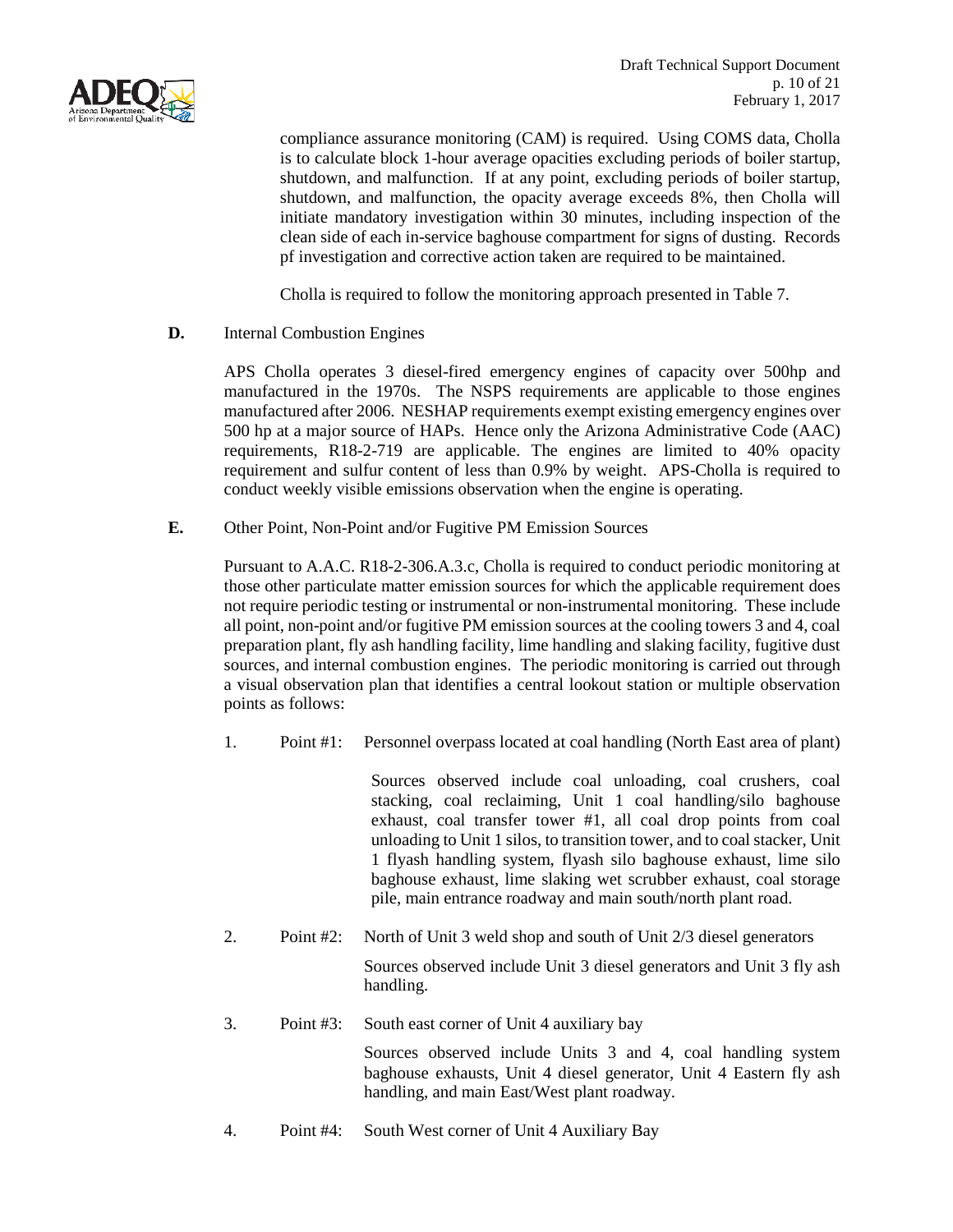compliance assurance monitoring (CAM) is required. Using COMS data, Cholla is to calculate block 1-hour average opacities excluding periods of boiler startup, shutdown, and malfunction. If at any point, excluding periods of boiler startup, shutdown, and malfunction, the opacity average exceeds 8%, then Cholla will initiate mandatory investigation within 30 minutes, including inspection of the clean side of each in-service baghouse compartment for signs of dusting. Records pf investigation and corrective action taken are required to be maintained.

Cholla is required to follow the monitoring approach presented in Table 7.

**D.** Internal Combustion Engines

APS Cholla operates 3 diesel-fired emergency engines of capacity over 500hp and manufactured in the 1970s. The NSPS requirements are applicable to those engines manufactured after 2006. NESHAP requirements exempt existing emergency engines over 500 hp at a major source of HAPs. Hence only the Arizona Administrative Code (AAC) requirements, R18-2-719 are applicable. The engines are limited to 40% opacity requirement and sulfur content of less than 0.9% by weight. APS-Cholla is required to conduct weekly visible emissions observation when the engine is operating.

**E.** Other Point, Non-Point and/or Fugitive PM Emission Sources

Pursuant to A.A.C. R18-2-306.A.3.c, Cholla is required to conduct periodic monitoring at those other particulate matter emission sources for which the applicable requirement does not require periodic testing or instrumental or non-instrumental monitoring. These include all point, non-point and/or fugitive PM emission sources at the cooling towers 3 and 4, coal preparation plant, fly ash handling facility, lime handling and slaking facility, fugitive dust sources, and internal combustion engines. The periodic monitoring is carried out through a visual observation plan that identifies a central lookout station or multiple observation points as follows:

1. Point #1: Personnel overpass located at coal handling (North East area of plant)

   Sources observed include coal unloading, coal crushers, coal stacking, coal reclaiming, Unit 1 coal handling/silo baghouse exhaust, coal transfer tower #1, all coal drop points from coal unloading to Unit 1 silos, to transition tower, and to coal stacker, Unit 1 flyash handling system, flyash silo baghouse exhaust, lime silo baghouse exhaust, lime slaking wet scrubber exhaust, coal storage pile, main entrance roadway and main south/north plant road.

2. Point #2: North of Unit 3 weld shop and south of Unit 2/3 diesel generators

   Sources observed include Unit 3 diesel generators and Unit 3 fly ash handling.

3. Point #3: South east corner of Unit 4 auxiliary bay

   Sources observed include Units 3 and 4, coal handling system baghouse exhausts, Unit 4 diesel generator, Unit 4 Eastern fly ash handling, and main East/West plant roadway.

4. Point #4: South West corner of Unit 4 Auxiliary Bay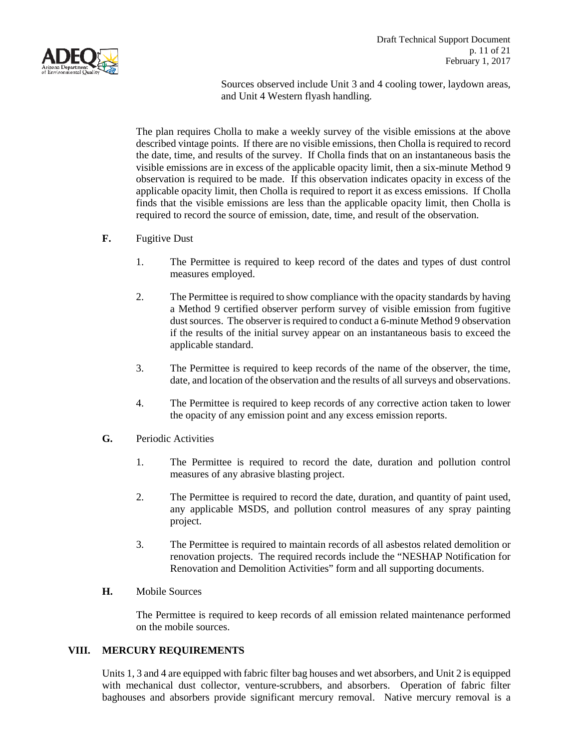Sources observed include Unit 3 and 4 cooling tower, laydown areas, and Unit 4 Western flyash handling.

The plan requires Cholla to make a weekly survey of the visible emissions at the above described vintage points. If there are no visible emissions, then Cholla is required to record the date, time, and results of the survey. If Cholla finds that on an instantaneous basis the visible emissions are in excess of the applicable opacity limit, then a six-minute Method 9 observation is required to be made. If this observation indicates opacity in excess of the applicable opacity limit, then Cholla is required to report it as excess emissions. If Cholla finds that the visible emissions are less than the applicable opacity limit, then Cholla is required to record the source of emission, date, time, and result of the observation.

**F.** Fugitive Dust

1. The Permittee is required to keep record of the dates and types of dust control measures employed.

2. The Permittee is required to show compliance with the opacity standards by having a Method 9 certified observer perform survey of visible emission from fugitive dust sources. The observer is required to conduct a 6-minute Method 9 observation if the results of the initial survey appear on an instantaneous basis to exceed the applicable standard.

3. The Permittee is required to keep records of the name of the observer, the time, date, and location of the observation and the results of all surveys and observations.

4. The Permittee is required to keep records of any corrective action taken to lower the opacity of any emission point and any excess emission reports.

**G.** Periodic Activities

1. The Permittee is required to record the date, duration and pollution control measures of any abrasive blasting project.

2. The Permittee is required to record the date, duration, and quantity of paint used, any applicable MSDS, and pollution control measures of any spray painting project.

3. The Permittee is required to maintain records of all asbestos related demolition or renovation projects. The required records include the "NESHAP Notification for Renovation and Demolition Activities" form and all supporting documents.

**H.** Mobile Sources

The Permittee is required to keep records of all emission related maintenance performed on the mobile sources.

## VIII. MERCURY REQUIREMENTS

Units 1, 3 and 4 are equipped with fabric filter bag houses and wet absorbers, and Unit 2 is equipped with mechanical dust collector, venture-scrubbers, and absorbers. Operation of fabric filter baghouses and absorbers provide significant mercury removal. Native mercury removal is a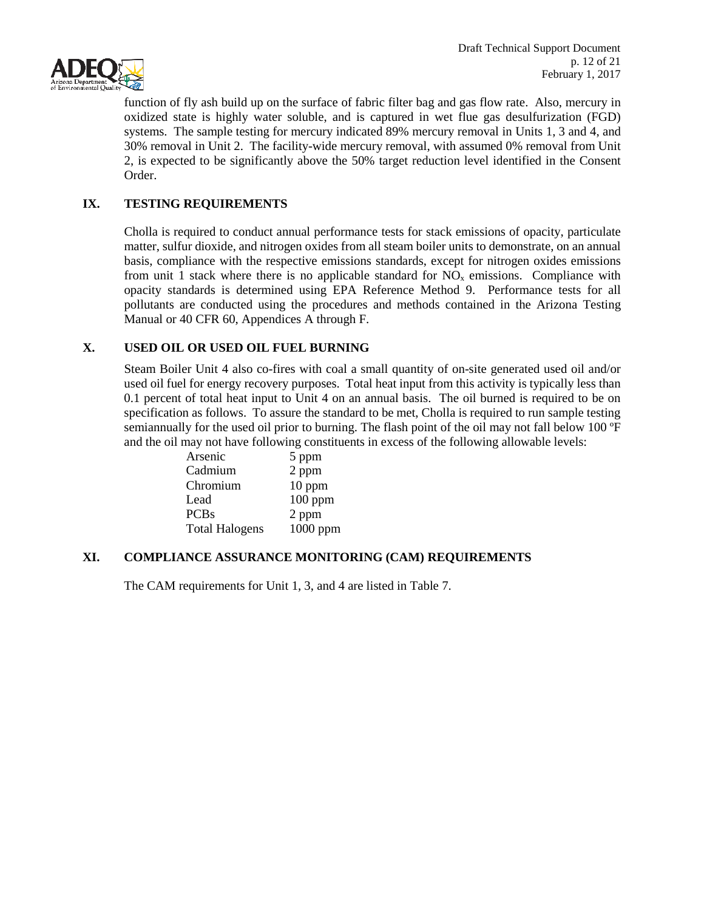function of fly ash build up on the surface of fabric filter bag and gas flow rate. Also, mercury in oxidized state is highly water soluble, and is captured in wet flue gas desulfurization (FGD) systems. The sample testing for mercury indicated 89% mercury removal in Units 1, 3 and 4, and 30% removal in Unit 2. The facility-wide mercury removal, with assumed 0% removal from Unit 2, is expected to be significantly above the 50% target reduction level identified in the Consent Order.

## IX. TESTING REQUIREMENTS

Cholla is required to conduct annual performance tests for stack emissions of opacity, particulate matter, sulfur dioxide, and nitrogen oxides from all steam boiler units to demonstrate, on an annual basis, compliance with the respective emissions standards, except for nitrogen oxides emissions from unit 1 stack where there is no applicable standard for $NO_x$ emissions. Compliance with opacity standards is determined using EPA Reference Method 9. Performance tests for all pollutants are conducted using the procedures and methods contained in the Arizona Testing Manual or 40 CFR 60, Appendices A through F.

## X. USED OIL OR USED OIL FUEL BURNING

Steam Boiler Unit 4 also co-fires with coal a small quantity of on-site generated used oil and/or used oil fuel for energy recovery purposes. Total heat input from this activity is typically less than 0.1 percent of total heat input to Unit 4 on an annual basis. The oil burned is required to be on specification as follows. To assure the standard to be met, Cholla is required to run sample testing semiannually for the used oil prior to burning. The flash point of the oil may not fall below 100 ºF and the oil may not have following constituents in excess of the following allowable levels:

| Constituent | Allowable Level |
|---|---|
| Arsenic | 5 ppm |
| Cadmium | 2 ppm |
| Chromium | 10 ppm |
| Lead | 100 ppm |
| PCBs | 2 ppm |
| Total Halogens | 1000 ppm |

## XI. COMPLIANCE ASSURANCE MONITORING (CAM) REQUIREMENTS

The CAM requirements for Unit 1, 3, and 4 are listed in Table 7.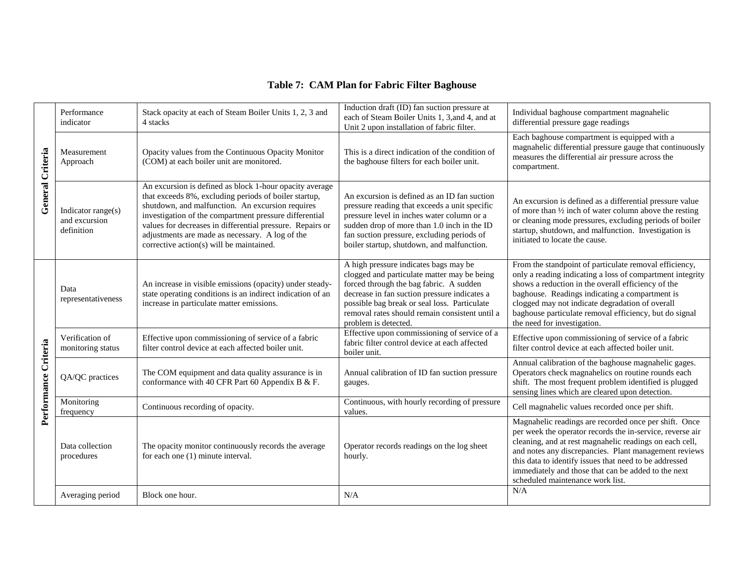# Table 7: CAM Plan for Fabric Filter Baghouse

| | | | | |
|---|---|---|---|---|
| **General Criteria** | Performance indicator | Stack opacity at each of Steam Boiler Units 1, 2, 3 and 4 stacks | Induction draft (ID) fan suction pressure at each of Steam Boiler Units 1, 3,and 4, and at Unit 2 upon installation of fabric filter. | Individual baghouse compartment magnahelic differential pressure gage readings |
| | Measurement Approach | Opacity values from the Continuous Opacity Monitor (COM) at each boiler unit are monitored. | This is a direct indication of the condition of the baghouse filters for each boiler unit. | Each baghouse compartment is equipped with a magnahelic differential pressure gauge that continuously measures the differential air pressure across the compartment. |
| | Indicator range(s) and excursion definition | An excursion is defined as block 1-hour opacity average that exceeds 8%, excluding periods of boiler startup, shutdown, and malfunction. An excursion requires investigation of the compartment pressure differential values for decreases in differential pressure. Repairs or adjustments are made as necessary. A log of the corrective action(s) will be maintained. | An excursion is defined as an ID fan suction pressure reading that exceeds a unit specific pressure level in inches water column or a sudden drop of more than 1.0 inch in the ID fan suction pressure, excluding periods of boiler startup, shutdown, and malfunction. | An excursion is defined as a differential pressure value of more than ½ inch of water column above the resting or cleaning mode pressures, excluding periods of boiler startup, shutdown, and malfunction. Investigation is initiated to locate the cause. |
| **Performance Criteria** | Data representativeness | An increase in visible emissions (opacity) under steady-state operating conditions is an indirect indication of an increase in particulate matter emissions. | A high pressure indicates bags may be clogged and particulate matter may be being forced through the bag fabric. A sudden decrease in fan suction pressure indicates a possible bag break or seal loss. Particulate removal rates should remain consistent until a problem is detected. | From the standpoint of particulate removal efficiency, only a reading indicating a loss of compartment integrity shows a reduction in the overall efficiency of the baghouse. Readings indicating a compartment is clogged may not indicate degradation of overall baghouse particulate removal efficiency, but do signal the need for investigation. |
| | Verification of monitoring status | Effective upon commissioning of service of a fabric filter control device at each affected boiler unit. | Effective upon commissioning of service of a fabric filter control device at each affected boiler unit. | Effective upon commissioning of service of a fabric filter control device at each affected boiler unit. |
| | QA/QC practices | The COM equipment and data quality assurance is in conformance with 40 CFR Part 60 Appendix B & F. | Annual calibration of ID fan suction pressure gauges. | Annual calibration of the baghouse magnahelic gages. Operators check magnahelics on routine rounds each shift. The most frequent problem identified is plugged sensing lines which are cleared upon detection. |
| | Monitoring frequency | Continuous recording of opacity. | Continuous, with hourly recording of pressure values. | Cell magnahelic values recorded once per shift. |
| | Data collection procedures | The opacity monitor continuously records the average for each one (1) minute interval. | Operator records readings on the log sheet hourly. | Magnahelic readings are recorded once per shift. Once per week the operator records the in-service, reverse air cleaning, and at rest magnahelic readings on each cell, and notes any discrepancies. Plant management reviews this data to identify issues that need to be addressed immediately and those that can be added to the next scheduled maintenance work list. |
| | Averaging period | Block one hour. | N/A | N/A |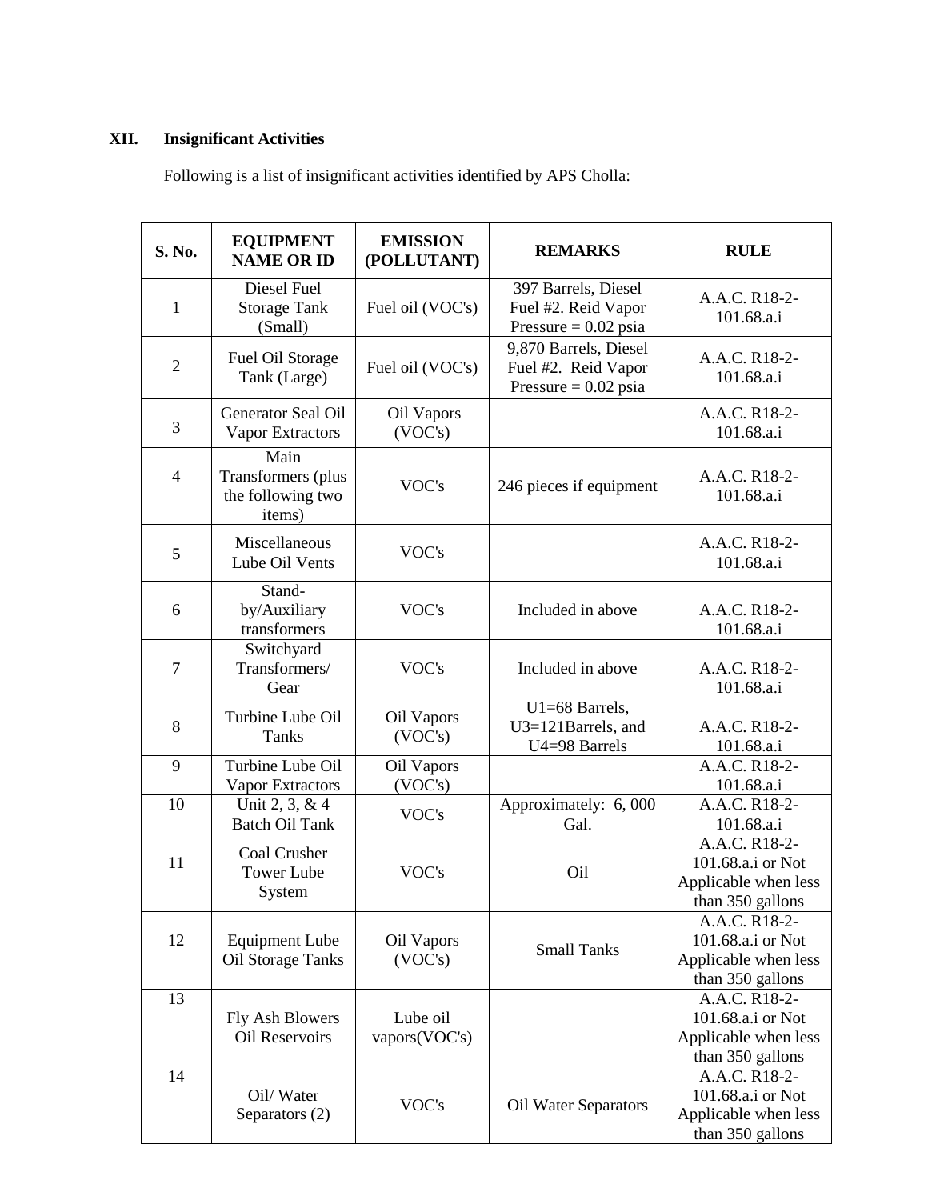## XII. Insignificant Activities

Following is a list of insignificant activities identified by APS Cholla:

| S. No. | EQUIPMENT NAME OR ID | EMISSION (POLLUTANT) | REMARKS | RULE |
|---|---|---|---|---|
| 1 | Diesel Fuel Storage Tank (Small) | Fuel oil (VOC's) | 397 Barrels, Diesel Fuel #2. Reid Vapor Pressure = 0.02 psia | A.A.C. R18-2-101.68.a.i |
| 2 | Fuel Oil Storage Tank (Large) | Fuel oil (VOC's) | 9,870 Barrels, Diesel Fuel #2. Reid Vapor Pressure = 0.02 psia | A.A.C. R18-2-101.68.a.i |
| 3 | Generator Seal Oil Vapor Extractors | Oil Vapors (VOC's) | | A.A.C. R18-2-101.68.a.i |
| 4 | Main Transformers (plus the following two items) | VOC's | 246 pieces if equipment | A.A.C. R18-2-101.68.a.i |
| 5 | Miscellaneous Lube Oil Vents | VOC's | | A.A.C. R18-2-101.68.a.i |
| 6 | Stand-by/Auxiliary transformers | VOC's | Included in above | A.A.C. R18-2-101.68.a.i |
| 7 | Switchyard Transformers/ Gear | VOC's | Included in above | A.A.C. R18-2-101.68.a.i |
| 8 | Turbine Lube Oil Tanks | Oil Vapors (VOC's) | U1=68 Barrels, U3=121Barrels, and U4=98 Barrels | A.A.C. R18-2-101.68.a.i |
| 9 | Turbine Lube Oil Vapor Extractors | Oil Vapors (VOC's) | | A.A.C. R18-2-101.68.a.i |
| 10 | Unit 2, 3, & 4 Batch Oil Tank | VOC's | Approximately: 6, 000 Gal. | A.A.C. R18-2-101.68.a.i |
| 11 | Coal Crusher Tower Lube System | VOC's | Oil | A.A.C. R18-2-101.68.a.i or Not Applicable when less than 350 gallons |
| 12 | Equipment Lube Oil Storage Tanks | Oil Vapors (VOC's) | Small Tanks | A.A.C. R18-2-101.68.a.i or Not Applicable when less than 350 gallons |
| 13 | Fly Ash Blowers Oil Reservoirs | Lube oil vapors(VOC's) | | A.A.C. R18-2-101.68.a.i or Not Applicable when less than 350 gallons |
| 14 | Oil/ Water Separators (2) | VOC's | Oil Water Separators | A.A.C. R18-2-101.68.a.i or Not Applicable when less than 350 gallons |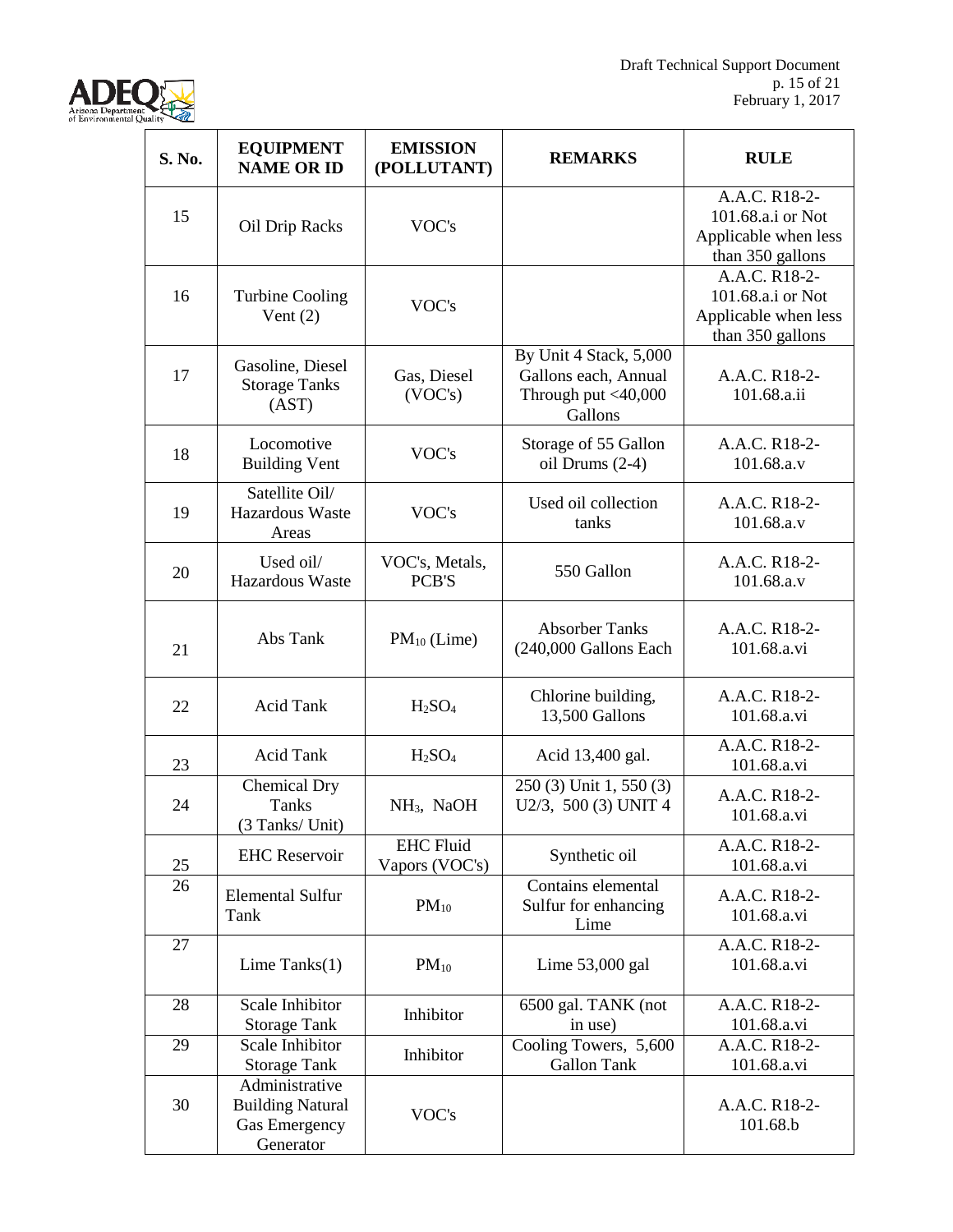| S. No. | EQUIPMENT NAME OR ID | EMISSION (POLLUTANT) | REMARKS | RULE |
|---|---|---|---|---|
| 15 | Oil Drip Racks | VOC's | | A.A.C. R18-2-101.68.a.i or Not Applicable when less than 350 gallons |
| 16 | Turbine Cooling Vent (2) | VOC's | | A.A.C. R18-2-101.68.a.i or Not Applicable when less than 350 gallons |
| 17 | Gasoline, Diesel Storage Tanks (AST) | Gas, Diesel (VOC's) | By Unit 4 Stack, 5,000 Gallons each, Annual Through put <40,000 Gallons | A.A.C. R18-2-101.68.a.ii |
| 18 | Locomotive Building Vent | VOC's | Storage of 55 Gallon oil Drums (2-4) | A.A.C. R18-2-101.68.a.v |
| 19 | Satellite Oil/ Hazardous Waste Areas | VOC's | Used oil collection tanks | A.A.C. R18-2-101.68.a.v |
| 20 | Used oil/ Hazardous Waste | VOC's, Metals, PCB'S | 550 Gallon | A.A.C. R18-2-101.68.a.v |
| 21 | Abs Tank | $PM_{10}$ (Lime) | Absorber Tanks (240,000 Gallons Each | A.A.C. R18-2-101.68.a.vi |
| 22 | Acid Tank | $H_2SO_4$ | Chlorine building, 13,500 Gallons | A.A.C. R18-2-101.68.a.vi |
| 23 | Acid Tank | $H_2SO_4$ | Acid 13,400 gal. | A.A.C. R18-2-101.68.a.vi |
| 24 | Chemical Dry Tanks (3 Tanks/ Unit) | $NH_3$, NaOH | 250 (3) Unit 1, 550 (3) U2/3, 500 (3) UNIT 4 | A.A.C. R18-2-101.68.a.vi |
| 25 | EHC Reservoir | EHC Fluid Vapors (VOC's) | Synthetic oil | A.A.C. R18-2-101.68.a.vi |
| 26 | Elemental Sulfur Tank | $PM_{10}$ | Contains elemental Sulfur for enhancing Lime | A.A.C. R18-2-101.68.a.vi |
| 27 | Lime Tanks(1) | $PM_{10}$ | Lime 53,000 gal | A.A.C. R18-2-101.68.a.vi |
| 28 | Scale Inhibitor Storage Tank | Inhibitor | 6500 gal. TANK (not in use) | A.A.C. R18-2-101.68.a.vi |
| 29 | Scale Inhibitor Storage Tank | Inhibitor | Cooling Towers, 5,600 Gallon Tank | A.A.C. R18-2-101.68.a.vi |
| 30 | Administrative Building Natural Gas Emergency Generator | VOC's | | A.A.C. R18-2-101.68.b |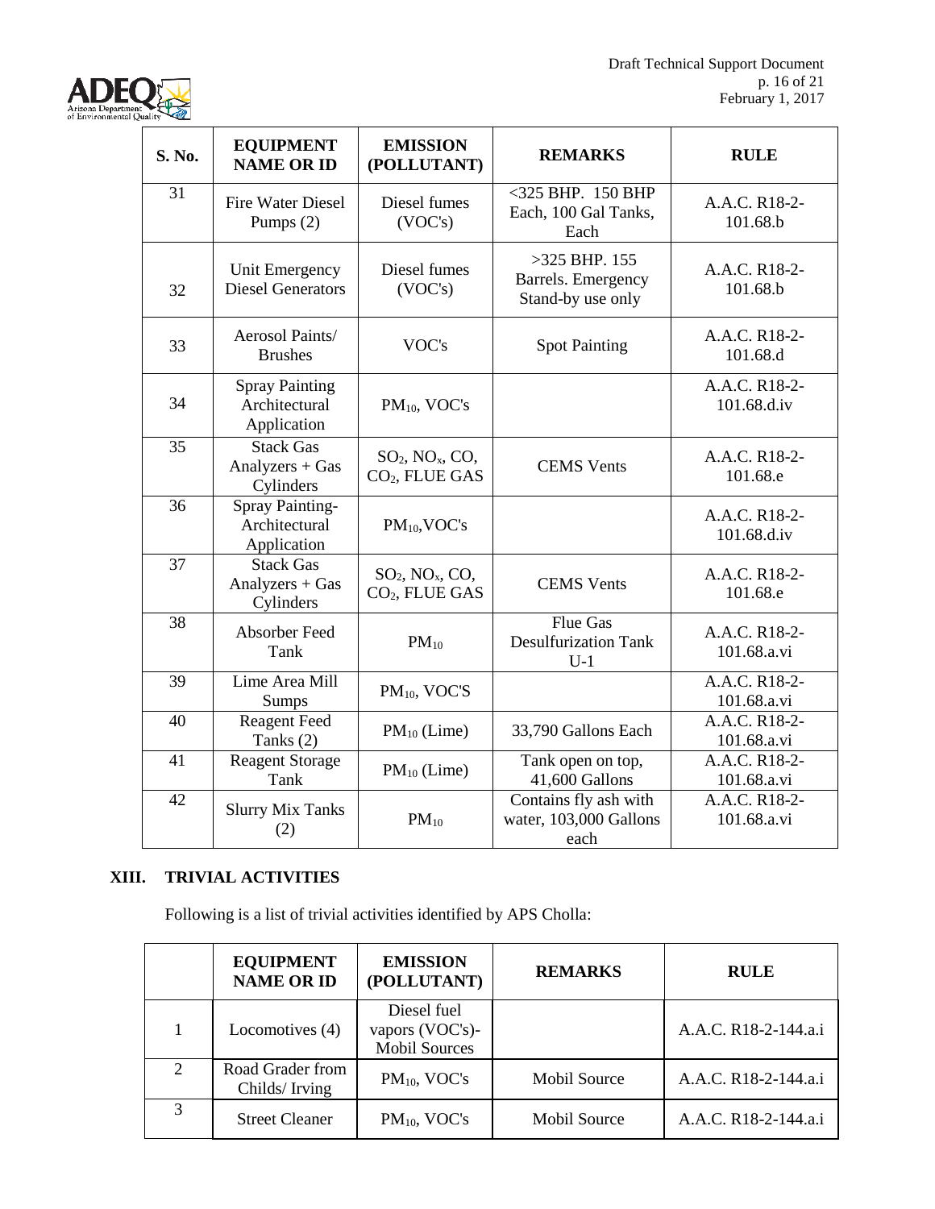| S. No. | EQUIPMENT NAME OR ID | EMISSION (POLLUTANT) | REMARKS | RULE |
|---|---|---|---|---|
| 31 | Fire Water Diesel Pumps (2) | Diesel fumes (VOC's) | <325 BHP. 150 BHP Each, 100 Gal Tanks, Each | A.A.C. R18-2-101.68.b |
| 32 | Unit Emergency Diesel Generators | Diesel fumes (VOC's) | >325 BHP. 155 Barrels. Emergency Stand-by use only | A.A.C. R18-2-101.68.b |
| 33 | Aerosol Paints/ Brushes | VOC's | Spot Painting | A.A.C. R18-2-101.68.d |
| 34 | Spray Painting Architectural Application | $PM_{10}$, VOC's | | A.A.C. R18-2-101.68.d.iv |
| 35 | Stack Gas Analyzers + Gas Cylinders | $SO_2$, $NO_x$, CO, $CO_2$, FLUE GAS | CEMS Vents | A.A.C. R18-2-101.68.e |
| 36 | Spray Painting-Architectural Application | $PM_{10}$,VOC's | | A.A.C. R18-2-101.68.d.iv |
| 37 | Stack Gas Analyzers + Gas Cylinders | $SO_2$, $NO_x$, CO, $CO_2$, FLUE GAS | CEMS Vents | A.A.C. R18-2-101.68.e |
| 38 | Absorber Feed Tank | $PM_{10}$ | Flue Gas Desulfurization Tank U-1 | A.A.C. R18-2-101.68.a.vi |
| 39 | Lime Area Mill Sumps | $PM_{10}$, VOC'S | | A.A.C. R18-2-101.68.a.vi |
| 40 | Reagent Feed Tanks (2) | $PM_{10}$ (Lime) | 33,790 Gallons Each | A.A.C. R18-2-101.68.a.vi |
| 41 | Reagent Storage Tank | $PM_{10}$ (Lime) | Tank open on top, 41,600 Gallons | A.A.C. R18-2-101.68.a.vi |
| 42 | Slurry Mix Tanks (2) | $PM_{10}$ | Contains fly ash with water, 103,000 Gallons each | A.A.C. R18-2-101.68.a.vi |

## XIII. TRIVIAL ACTIVITIES

Following is a list of trivial activities identified by APS Cholla:

| | EQUIPMENT NAME OR ID | EMISSION (POLLUTANT) | REMARKS | RULE |
|---|---|---|---|---|
| 1 | Locomotives (4) | Diesel fuel vapors (VOC's)-Mobil Sources | | A.A.C. R18-2-144.a.i |
| 2 | Road Grader from Childs/ Irving | $PM_{10}$, VOC's | Mobil Source | A.A.C. R18-2-144.a.i |
| 3 | Street Cleaner | $PM_{10}$, VOC's | Mobil Source | A.A.C. R18-2-144.a.i |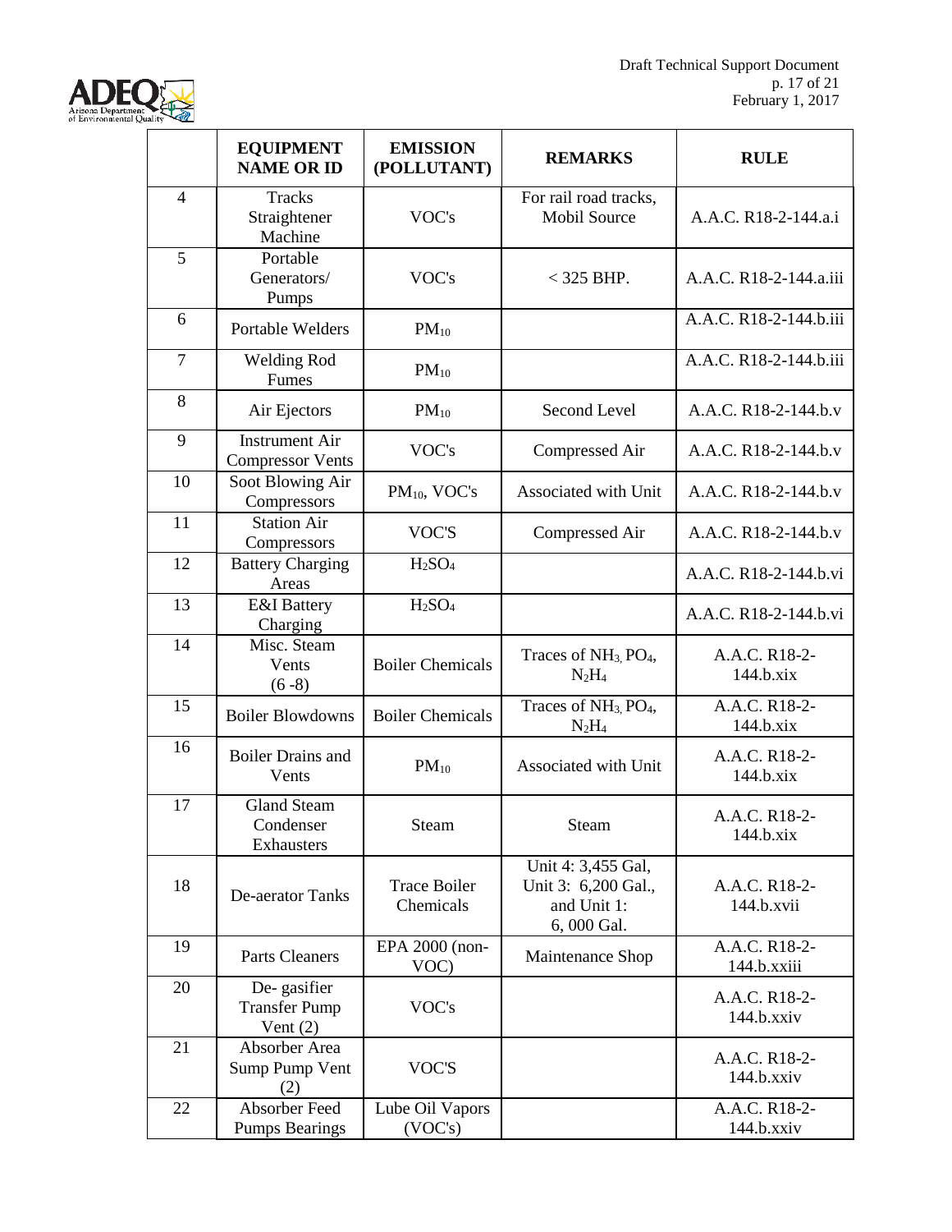| | EQUIPMENT NAME OR ID | EMISSION (POLLUTANT) | REMARKS | RULE |
|---|---|---|---|---|
| 4 | Tracks Straightener Machine | VOC's | For rail road tracks, Mobil Source | A.A.C. R18-2-144.a.i |
| 5 | Portable Generators/ Pumps | VOC's | < 325 BHP. | A.A.C. R18-2-144.a.iii |
| 6 | Portable Welders | $PM_{10}$ | | A.A.C. R18-2-144.b.iii |
| 7 | Welding Rod Fumes | $PM_{10}$ | | A.A.C. R18-2-144.b.iii |
| 8 | Air Ejectors | $PM_{10}$ | Second Level | A.A.C. R18-2-144.b.v |
| 9 | Instrument Air Compressor Vents | VOC's | Compressed Air | A.A.C. R18-2-144.b.v |
| 10 | Soot Blowing Air Compressors | $PM_{10}$, VOC's | Associated with Unit | A.A.C. R18-2-144.b.v |
| 11 | Station Air Compressors | VOC'S | Compressed Air | A.A.C. R18-2-144.b.v |
| 12 | Battery Charging Areas | $H_2SO_4$ | | A.A.C. R18-2-144.b.vi |
| 13 | E&I Battery Charging | $H_2SO_4$ | | A.A.C. R18-2-144.b.vi |
| 14 | Misc. Steam Vents (6 -8) | Boiler Chemicals | Traces of $NH_3$, $PO_4$, $N_2H_4$ | A.A.C. R18-2-144.b.xix |
| 15 | Boiler Blowdowns | Boiler Chemicals | Traces of $NH_3$, $PO_4$, $N_2H_4$ | A.A.C. R18-2-144.b.xix |
| 16 | Boiler Drains and Vents | $PM_{10}$ | Associated with Unit | A.A.C. R18-2-144.b.xix |
| 17 | Gland Steam Condenser Exhausters | Steam | Steam | A.A.C. R18-2-144.b.xix |
| 18 | De-aerator Tanks | Trace Boiler Chemicals | Unit 4: 3,455 Gal, Unit 3: 6,200 Gal., and Unit 1: 6, 000 Gal. | A.A.C. R18-2-144.b.xvii |
| 19 | Parts Cleaners | EPA 2000 (non-VOC) | Maintenance Shop | A.A.C. R18-2-144.b.xxiii |
| 20 | De- gasifier Transfer Pump Vent (2) | VOC's | | A.A.C. R18-2-144.b.xxiv |
| 21 | Absorber Area Sump Pump Vent (2) | VOC'S | | A.A.C. R18-2-144.b.xxiv |
| 22 | Absorber Feed Pumps Bearings | Lube Oil Vapors (VOC's) | | A.A.C. R18-2-144.b.xxiv |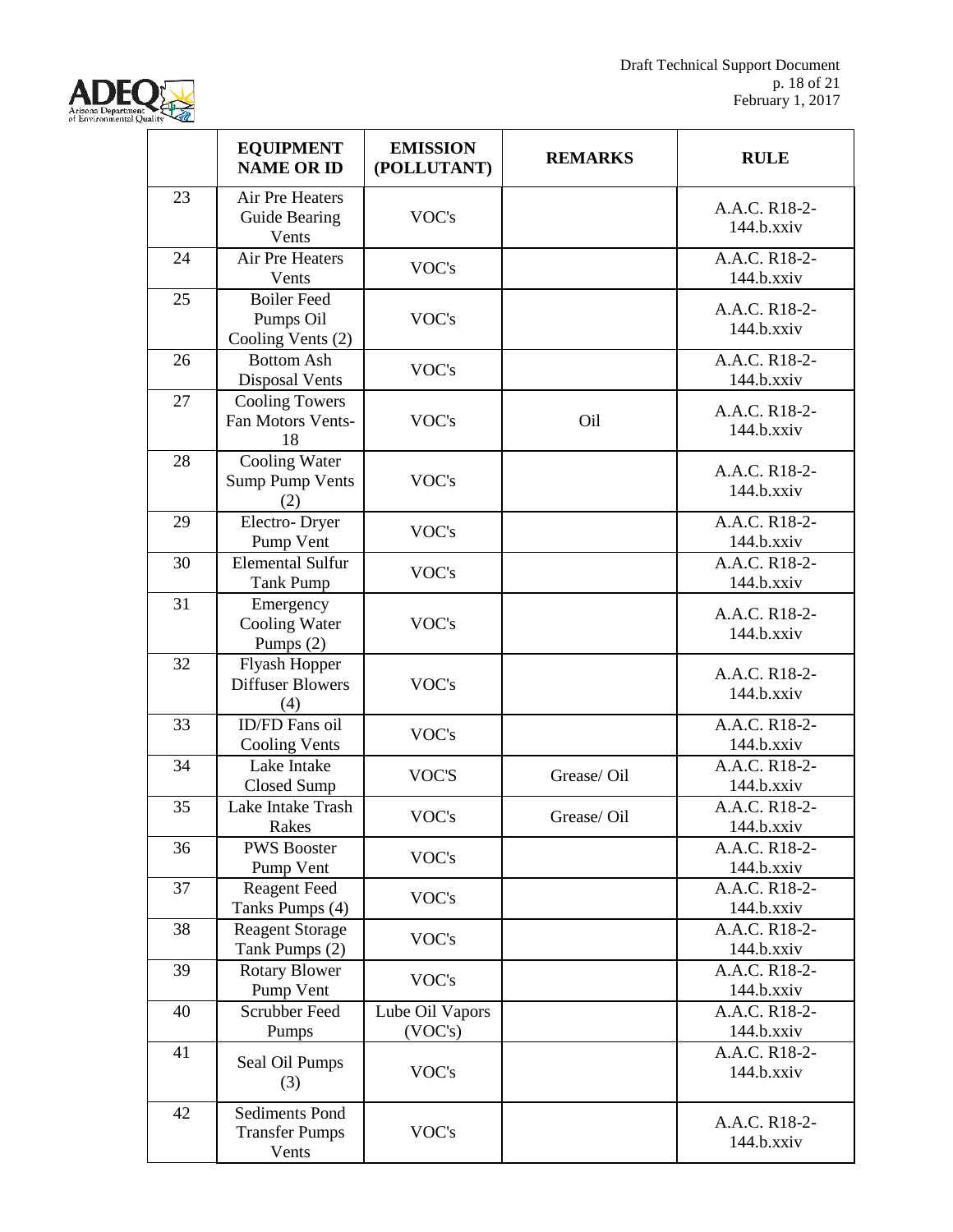| | EQUIPMENT NAME OR ID | EMISSION (POLLUTANT) | REMARKS | RULE |
|---|---|---|---|---|
| 23 | Air Pre Heaters Guide Bearing Vents | VOC's | | A.A.C. R18-2-144.b.xxiv |
| 24 | Air Pre Heaters Vents | VOC's | | A.A.C. R18-2-144.b.xxiv |
| 25 | Boiler Feed Pumps Oil Cooling Vents (2) | VOC's | | A.A.C. R18-2-144.b.xxiv |
| 26 | Bottom Ash Disposal Vents | VOC's | | A.A.C. R18-2-144.b.xxiv |
| 27 | Cooling Towers Fan Motors Vents-18 | VOC's | Oil | A.A.C. R18-2-144.b.xxiv |
| 28 | Cooling Water Sump Pump Vents (2) | VOC's | | A.A.C. R18-2-144.b.xxiv |
| 29 | Electro- Dryer Pump Vent | VOC's | | A.A.C. R18-2-144.b.xxiv |
| 30 | Elemental Sulfur Tank Pump | VOC's | | A.A.C. R18-2-144.b.xxiv |
| 31 | Emergency Cooling Water Pumps (2) | VOC's | | A.A.C. R18-2-144.b.xxiv |
| 32 | Flyash Hopper Diffuser Blowers (4) | VOC's | | A.A.C. R18-2-144.b.xxiv |
| 33 | ID/FD Fans oil Cooling Vents | VOC's | | A.A.C. R18-2-144.b.xxiv |
| 34 | Lake Intake Closed Sump | VOC'S | Grease/ Oil | A.A.C. R18-2-144.b.xxiv |
| 35 | Lake Intake Trash Rakes | VOC's | Grease/ Oil | A.A.C. R18-2-144.b.xxiv |
| 36 | PWS Booster Pump Vent | VOC's | | A.A.C. R18-2-144.b.xxiv |
| 37 | Reagent Feed Tanks Pumps (4) | VOC's | | A.A.C. R18-2-144.b.xxiv |
| 38 | Reagent Storage Tank Pumps (2) | VOC's | | A.A.C. R18-2-144.b.xxiv |
| 39 | Rotary Blower Pump Vent | VOC's | | A.A.C. R18-2-144.b.xxiv |
| 40 | Scrubber Feed Pumps | Lube Oil Vapors (VOC's) | | A.A.C. R18-2-144.b.xxiv |
| 41 | Seal Oil Pumps (3) | VOC's | | A.A.C. R18-2-144.b.xxiv |
| 42 | Sediments Pond Transfer Pumps Vents | VOC's | | A.A.C. R18-2-144.b.xxiv |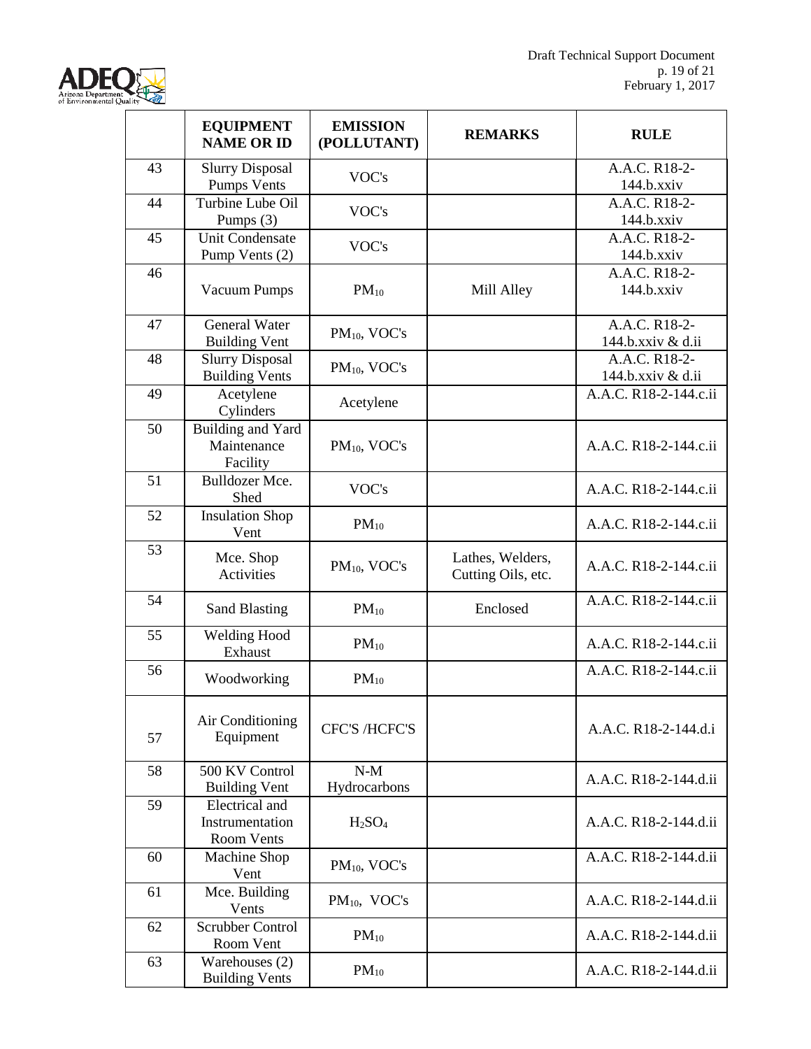| | EQUIPMENT NAME OR ID | EMISSION (POLLUTANT) | REMARKS | RULE |
|---|---|---|---|---|
| 43 | Slurry Disposal Pumps Vents | VOC's | | A.A.C. R18-2-144.b.xxiv |
| 44 | Turbine Lube Oil Pumps (3) | VOC's | | A.A.C. R18-2-144.b.xxiv |
| 45 | Unit Condensate Pump Vents (2) | VOC's | | A.A.C. R18-2-144.b.xxiv |
| 46 | Vacuum Pumps | $PM_{10}$ | Mill Alley | A.A.C. R18-2-144.b.xxiv |
| 47 | General Water Building Vent | $PM_{10}$, VOC's | | A.A.C. R18-2-144.b.xxiv & d.ii |
| 48 | Slurry Disposal Building Vents | $PM_{10}$, VOC's | | A.A.C. R18-2-144.b.xxiv & d.ii |
| 49 | Acetylene Cylinders | Acetylene | | A.A.C. R18-2-144.c.ii |
| 50 | Building and Yard Maintenance Facility | $PM_{10}$, VOC's | | A.A.C. R18-2-144.c.ii |
| 51 | Bulldozer Mce. Shed | VOC's | | A.A.C. R18-2-144.c.ii |
| 52 | Insulation Shop Vent | $PM_{10}$ | | A.A.C. R18-2-144.c.ii |
| 53 | Mce. Shop Activities | $PM_{10}$, VOC's | Lathes, Welders, Cutting Oils, etc. | A.A.C. R18-2-144.c.ii |
| 54 | Sand Blasting | $PM_{10}$ | Enclosed | A.A.C. R18-2-144.c.ii |
| 55 | Welding Hood Exhaust | $PM_{10}$ | | A.A.C. R18-2-144.c.ii |
| 56 | Woodworking | $PM_{10}$ | | A.A.C. R18-2-144.c.ii |
| 57 | Air Conditioning Equipment | CFC'S /HCFC'S | | A.A.C. R18-2-144.d.i |
| 58 | 500 KV Control Building Vent | N-M Hydrocarbons | | A.A.C. R18-2-144.d.ii |
| 59 | Electrical and Instrumentation Room Vents | $H_2SO_4$ | | A.A.C. R18-2-144.d.ii |
| 60 | Machine Shop Vent | $PM_{10}$, VOC's | | A.A.C. R18-2-144.d.ii |
| 61 | Mce. Building Vents | $PM_{10}$, VOC's | | A.A.C. R18-2-144.d.ii |
| 62 | Scrubber Control Room Vent | $PM_{10}$ | | A.A.C. R18-2-144.d.ii |
| 63 | Warehouses (2) Building Vents | $PM_{10}$ | | A.A.C. R18-2-144.d.ii |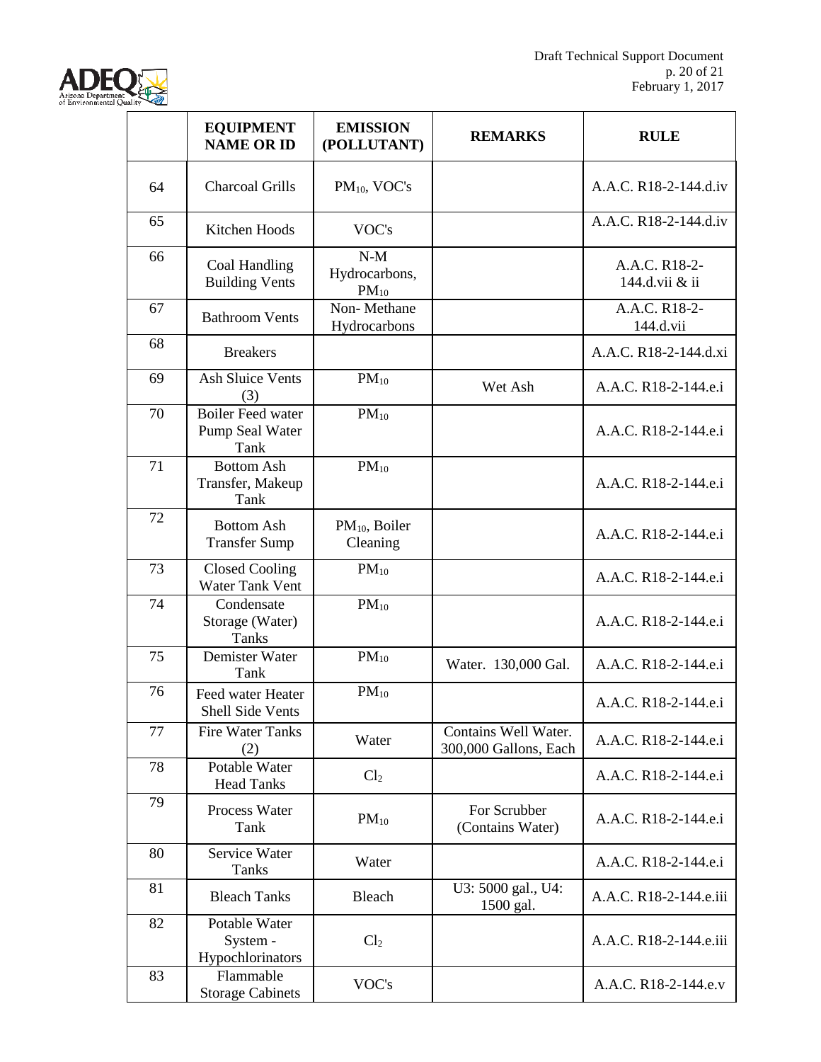| | EQUIPMENT NAME OR ID | EMISSION (POLLUTANT) | REMARKS | RULE |
|---|---|---|---|---|
| 64 | Charcoal Grills | $PM_{10}$, VOC's | | A.A.C. R18-2-144.d.iv |
| 65 | Kitchen Hoods | VOC's | | A.A.C. R18-2-144.d.iv |
| 66 | Coal Handling Building Vents | N-M Hydrocarbons, $PM_{10}$ | | A.A.C. R18-2-144.d.vii & ii |
| 67 | Bathroom Vents | Non- Methane Hydrocarbons | | A.A.C. R18-2-144.d.vii |
| 68 | Breakers | | | A.A.C. R18-2-144.d.xi |
| 69 | Ash Sluice Vents (3) | $PM_{10}$ | Wet Ash | A.A.C. R18-2-144.e.i |
| 70 | Boiler Feed water Pump Seal Water Tank | $PM_{10}$ | | A.A.C. R18-2-144.e.i |
| 71 | Bottom Ash Transfer, Makeup Tank | $PM_{10}$ | | A.A.C. R18-2-144.e.i |
| 72 | Bottom Ash Transfer Sump | $PM_{10}$, Boiler Cleaning | | A.A.C. R18-2-144.e.i |
| 73 | Closed Cooling Water Tank Vent | $PM_{10}$ | | A.A.C. R18-2-144.e.i |
| 74 | Condensate Storage (Water) Tanks | $PM_{10}$ | | A.A.C. R18-2-144.e.i |
| 75 | Demister Water Tank | $PM_{10}$ | Water. 130,000 Gal. | A.A.C. R18-2-144.e.i |
| 76 | Feed water Heater Shell Side Vents | $PM_{10}$ | | A.A.C. R18-2-144.e.i |
| 77 | Fire Water Tanks (2) | Water | Contains Well Water. 300,000 Gallons, Each | A.A.C. R18-2-144.e.i |
| 78 | Potable Water Head Tanks | $Cl_2$ | | A.A.C. R18-2-144.e.i |
| 79 | Process Water Tank | $PM_{10}$ | For Scrubber (Contains Water) | A.A.C. R18-2-144.e.i |
| 80 | Service Water Tanks | Water | | A.A.C. R18-2-144.e.i |
| 81 | Bleach Tanks | Bleach | U3: 5000 gal., U4: 1500 gal. | A.A.C. R18-2-144.e.iii |
| 82 | Potable Water System - Hypochlorinators | $Cl_2$ | | A.A.C. R18-2-144.e.iii |
| 83 | Flammable Storage Cabinets | VOC's | | A.A.C. R18-2-144.e.v |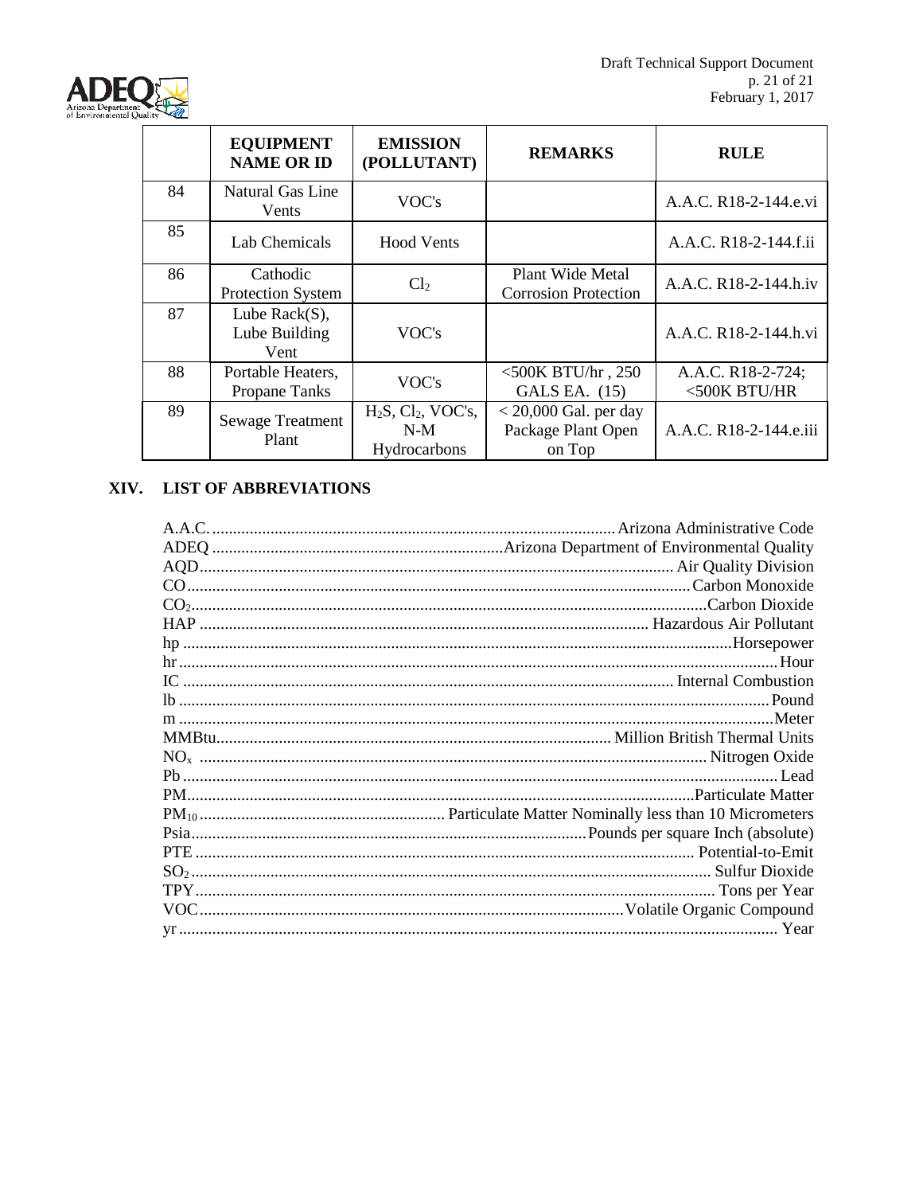| | EQUIPMENT NAME OR ID | EMISSION (POLLUTANT) | REMARKS | RULE |
|---|---|---|---|---|
| 84 | Natural Gas Line Vents | VOC's | | A.A.C. R18-2-144.e.vi |
| 85 | Lab Chemicals | Hood Vents | | A.A.C. R18-2-144.f.ii |
| 86 | Cathodic Protection System | $Cl_2$ | Plant Wide Metal Corrosion Protection | A.A.C. R18-2-144.h.iv |
| 87 | Lube Rack(S), Lube Building Vent | VOC's | | A.A.C. R18-2-144.h.vi |
| 88 | Portable Heaters, Propane Tanks | VOC's | <500K BTU/hr , 250 GALS EA. (15) | A.A.C. R18-2-724; <500K BTU/HR |
| 89 | Sewage Treatment Plant | $H_2S$, $Cl_2$, VOC's, N-M Hydrocarbons | < 20,000 Gal. per day Package Plant Open on Top | A.A.C. R18-2-144.e.iii |

## XIV. LIST OF ABBREVIATIONS

A.A.C. .......... Arizona Administrative Code
ADEQ .......... Arizona Department of Environmental Quality
AQD .......... Air Quality Division
CO .......... Carbon Monoxide
$CO_2$ .......... Carbon Dioxide
HAP .......... Hazardous Air Pollutant
hp .......... Horsepower
hr .......... Hour
IC .......... Internal Combustion
lb .......... Pound
m .......... Meter
MMBtu .......... Million British Thermal Units
$NO_x$ .......... Nitrogen Oxide
Pb .......... Lead
PM .......... Particulate Matter
$PM_{10}$ .......... Particulate Matter Nominally less than 10 Micrometers
Psia .......... Pounds per square Inch (absolute)
PTE .......... Potential-to-Emit
$SO_2$ .......... Sulfur Dioxide
TPY .......... Tons per Year
VOC .......... Volatile Organic Compound
yr .......... Year